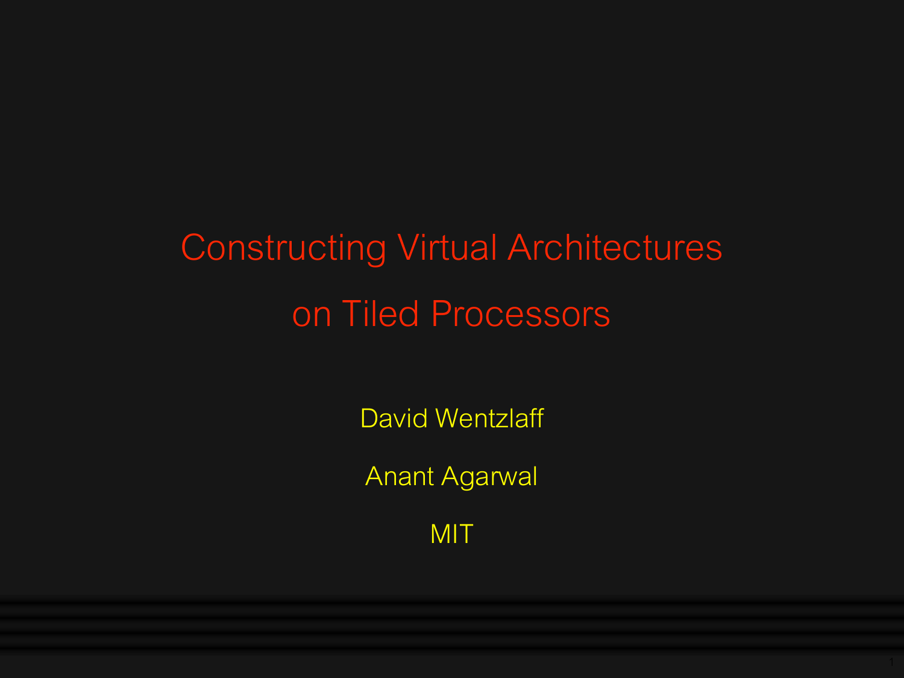# Constructing Virtual Architectures on Tiled Processors

David Wentzlaff

Anant Agarwal

MIT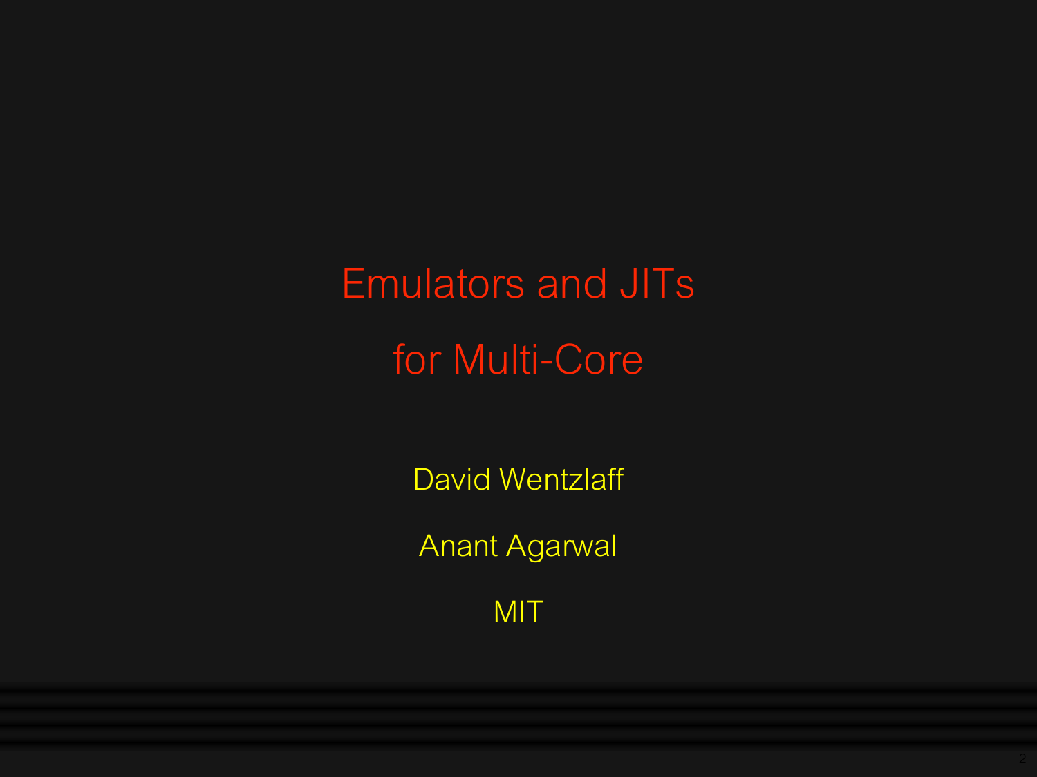# Emulators and JITs for Multi-Core

David Wentzlaff

Anant Agarwal

MIT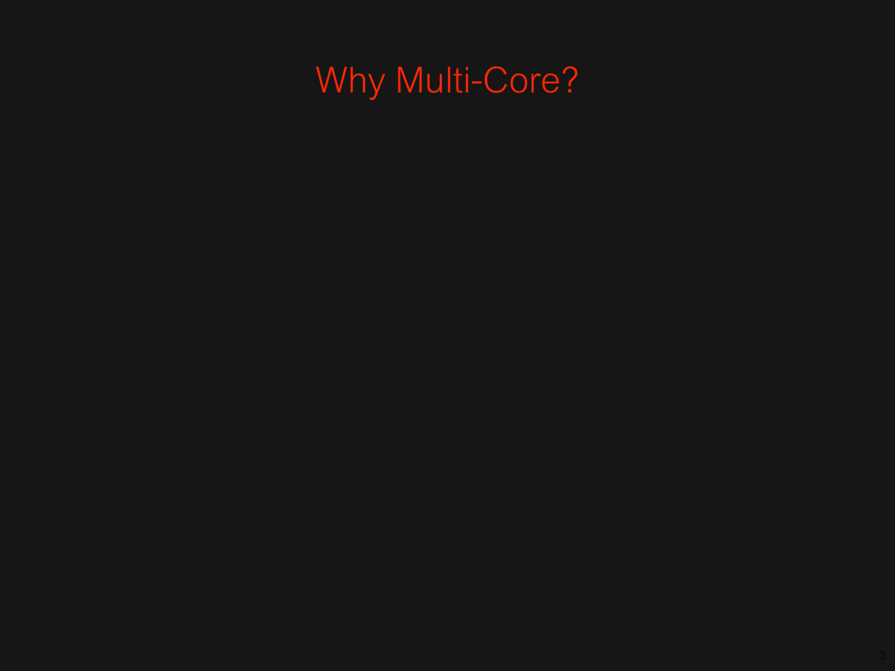# Why Multi-Core?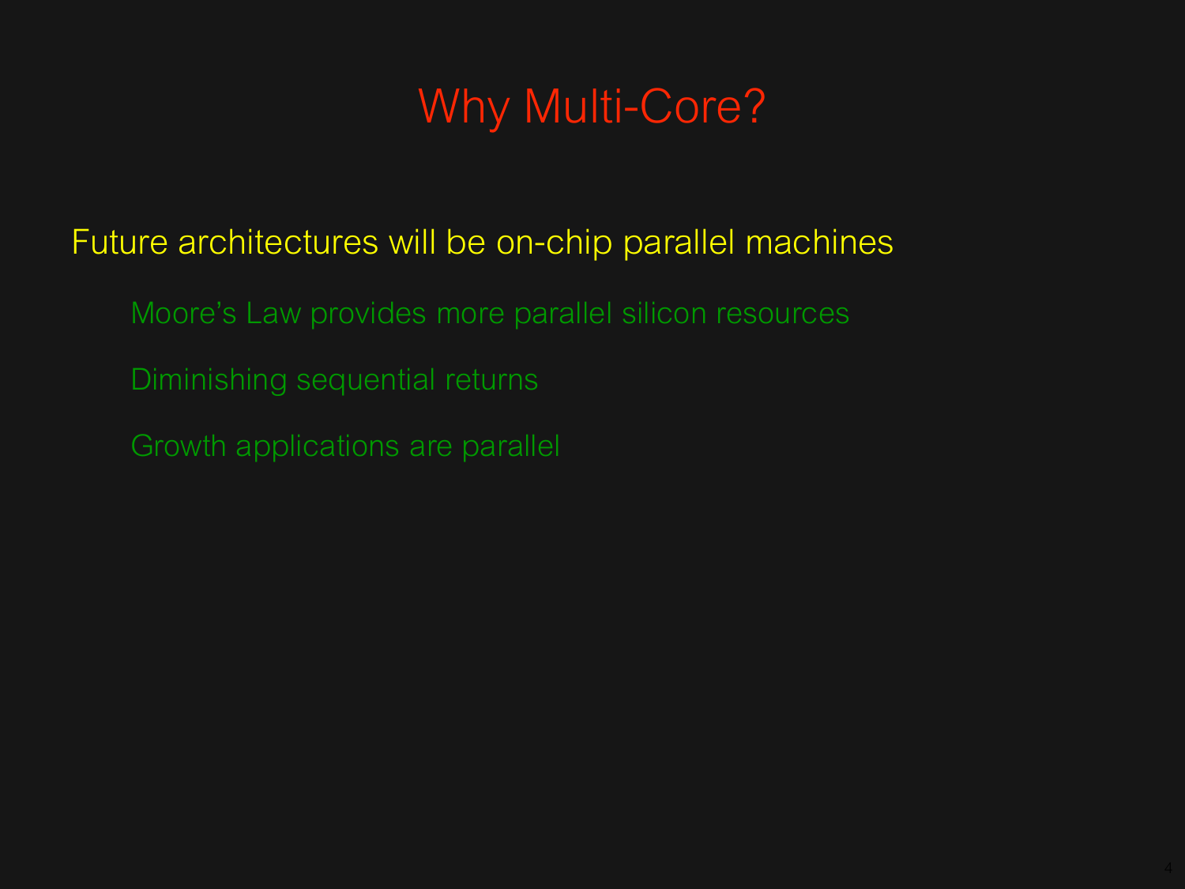# Why Multi-Core?

Future architectures will be on-chip parallel machines

- Moore's Law provides more parallel silicon resources
- Diminishing sequential returns
- Growth applications are parallel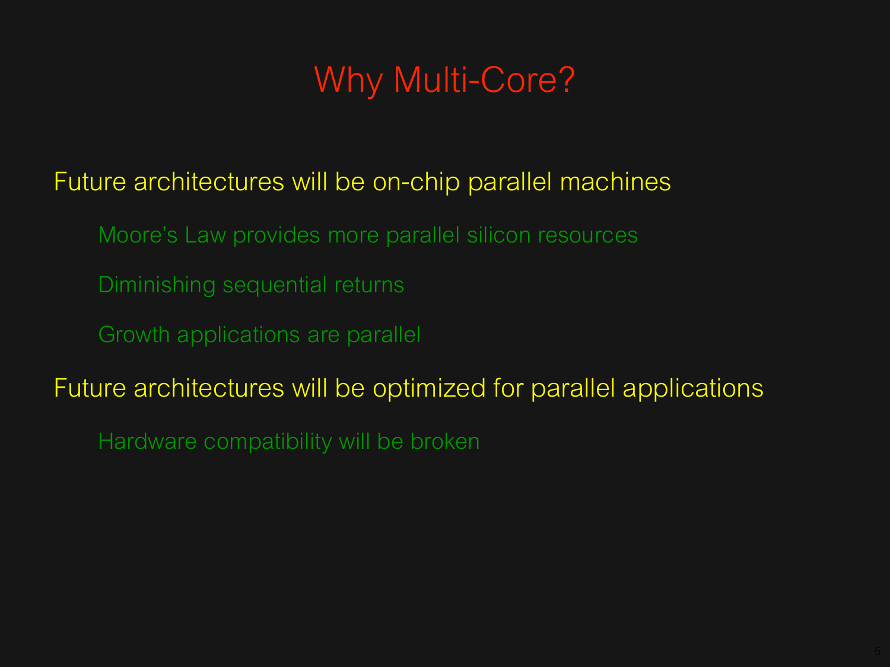# Why Multi-Core?

- Future architectures will be on-chip parallel machines
  - Moore's Law provides more parallel silicon resources
  - Diminishing sequential returns
  - Growth applications are parallel
- Future architectures will be optimized for parallel applications
  - Hardware compatibility will be broken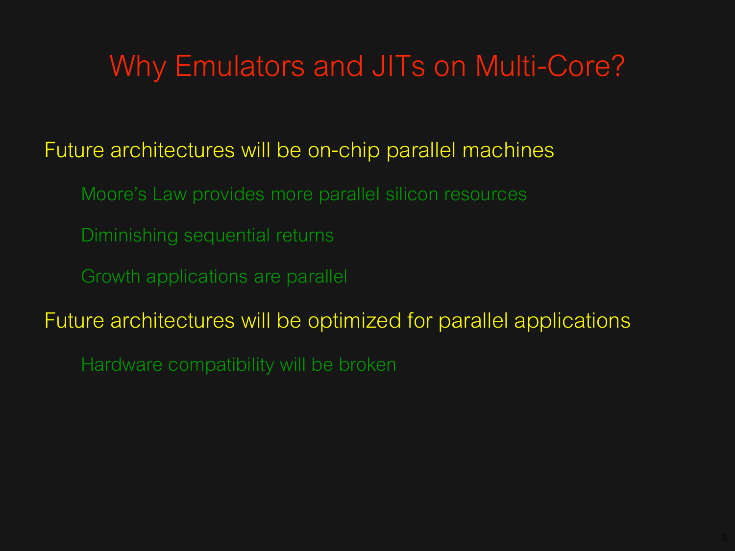# Why Emulators and JITs on Multi-Core?

- Future architectures will be on-chip parallel machines
  - Moore's Law provides more parallel silicon resources
  - Diminishing sequential returns
  - Growth applications are parallel
- Future architectures will be optimized for parallel applications
  - Hardware compatibility will be broken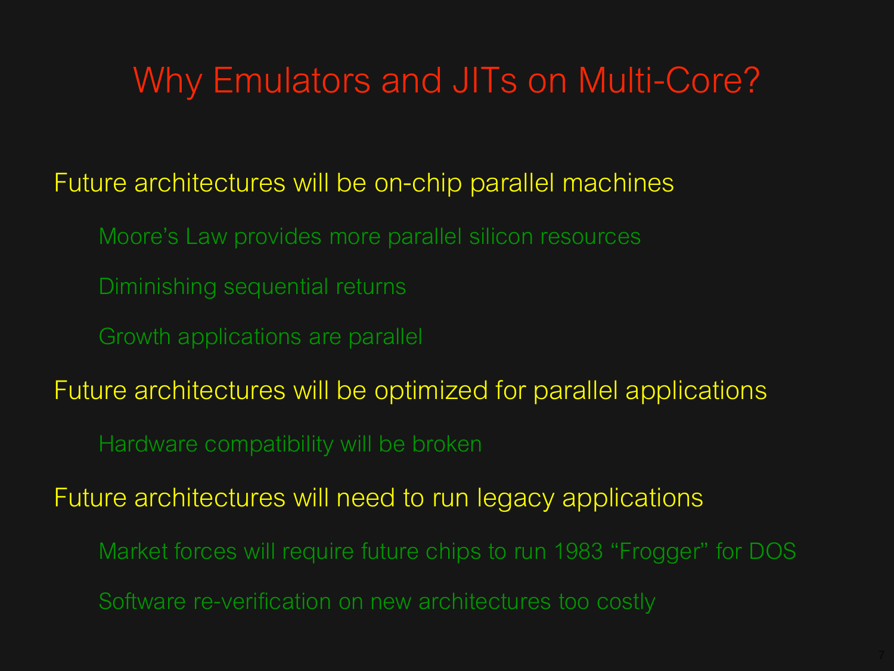# Why Emulators and JITs on Multi-Core?

- Future architectures will be on-chip parallel machines
  - Moore's Law provides more parallel silicon resources
  - Diminishing sequential returns
  - Growth applications are parallel
- Future architectures will be optimized for parallel applications
  - Hardware compatibility will be broken
- Future architectures will need to run legacy applications
  - Market forces will require future chips to run 1983 "Frogger" for DOS
  - Software re-verification on new architectures too costly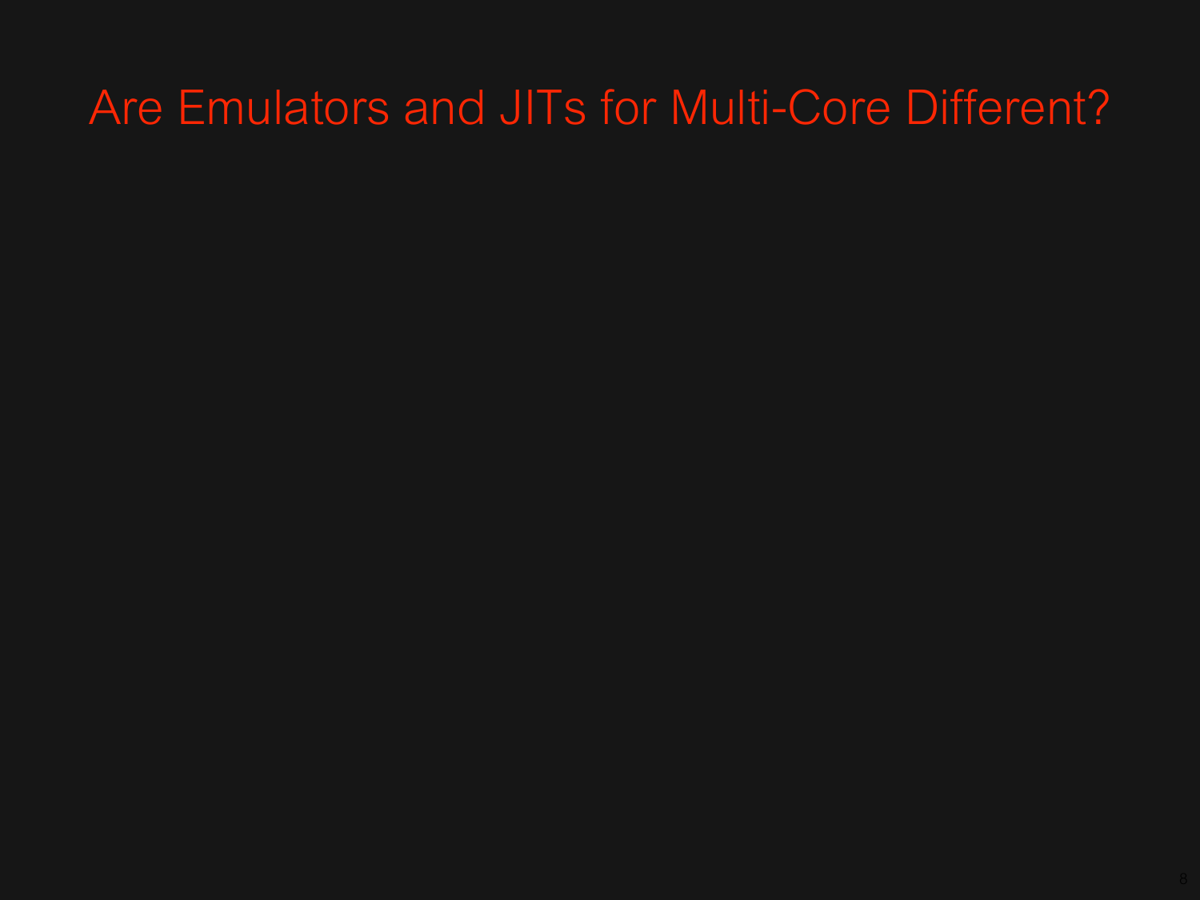# Are Emulators and JITs for Multi-Core Different?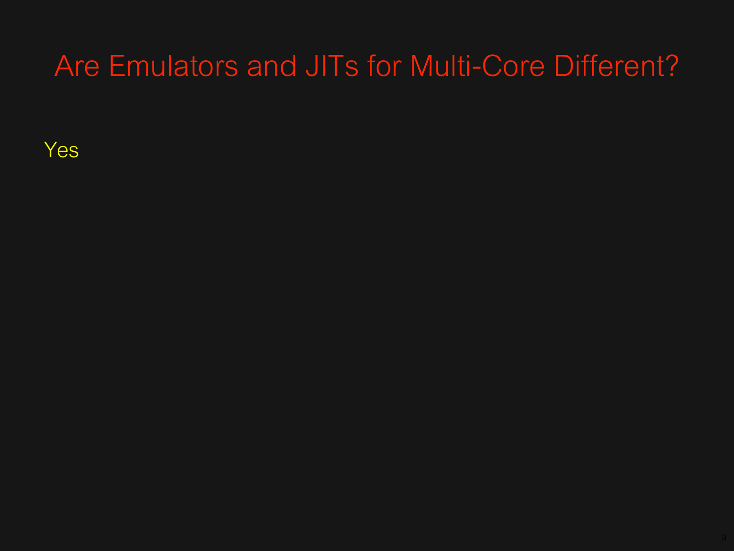# Are Emulators and JITs for Multi-Core Different?

Yes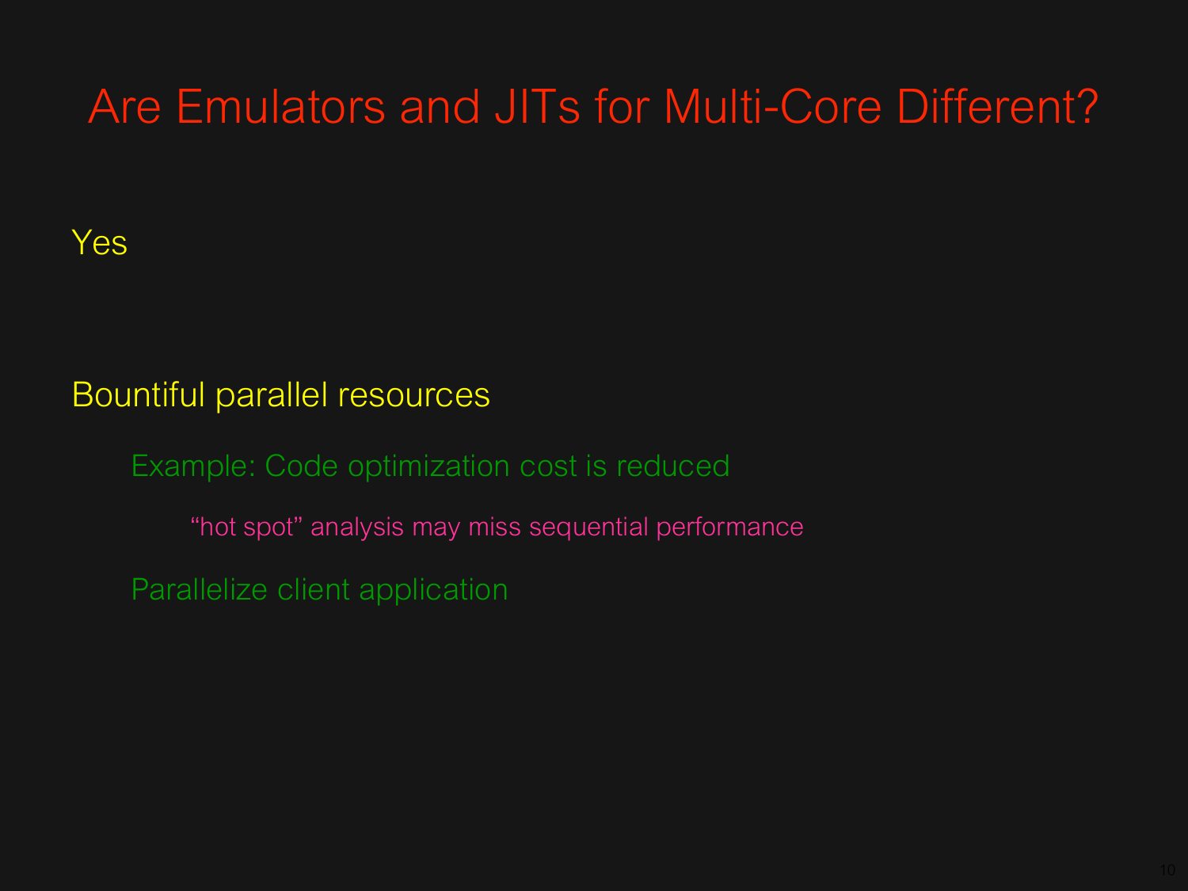# Are Emulators and JITs for Multi-Core Different?

Yes

Bountiful parallel resources

- Example: Code optimization cost is reduced
  - “hot spot” analysis may miss sequential performance
- Parallelize client application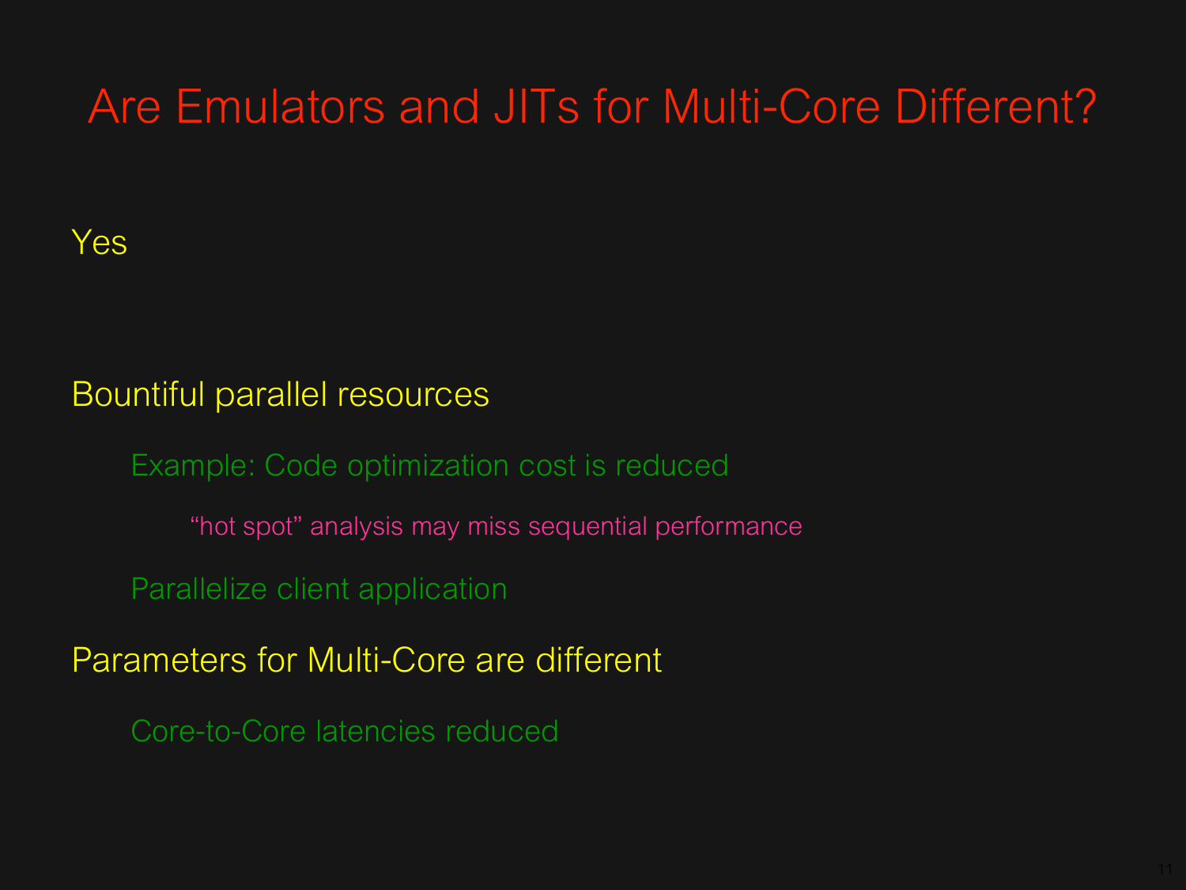# Are Emulators and JITs for Multi-Core Different?

Yes

- Bountiful parallel resources
  - Example: Code optimization cost is reduced
    - “hot spot” analysis may miss sequential performance
  - Parallelize client application
- Parameters for Multi-Core are different
  - Core-to-Core latencies reduced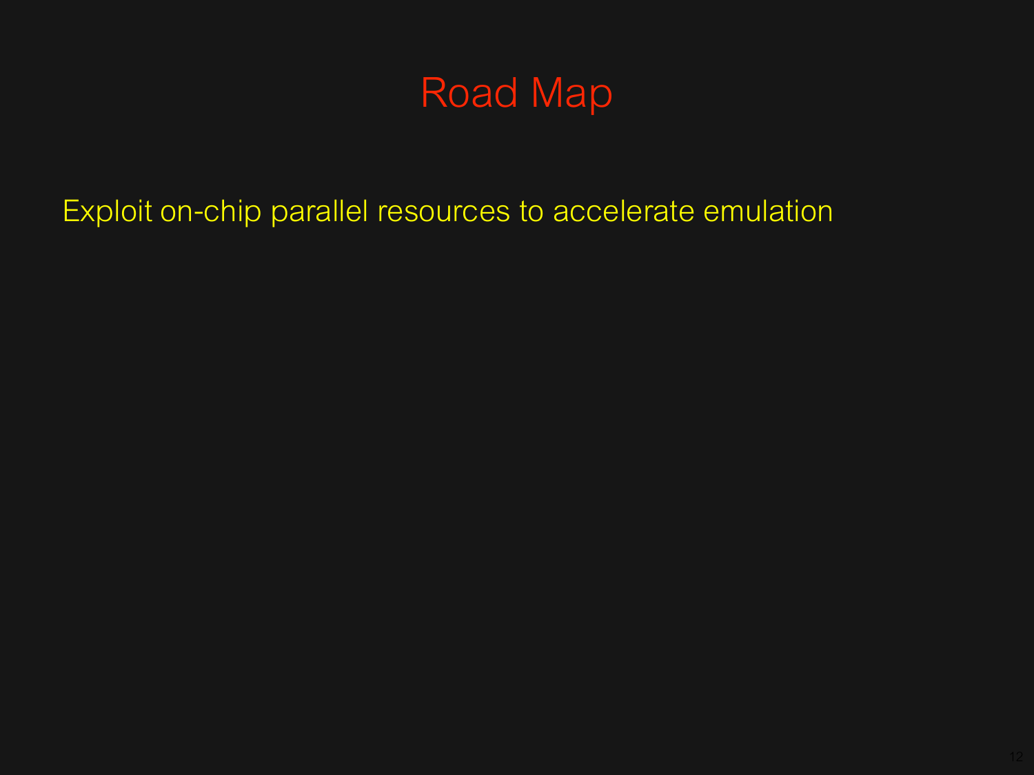# Road Map

Exploit on-chip parallel resources to accelerate emulation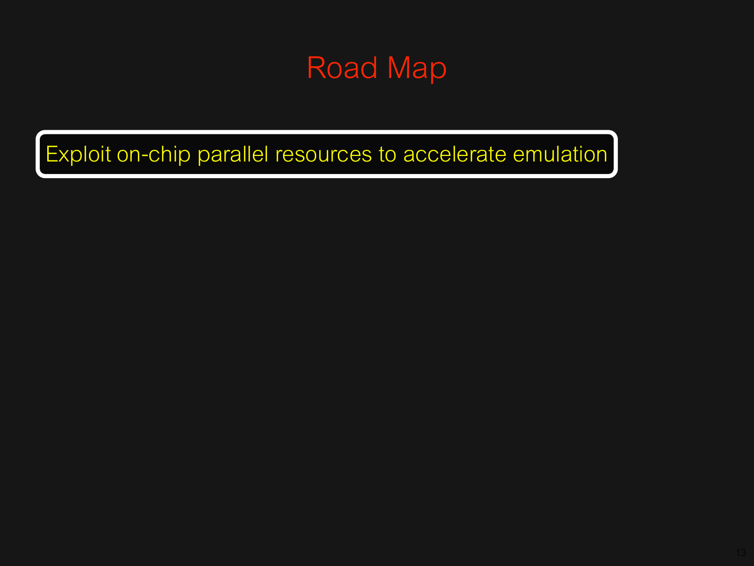# Road Map

Exploit on-chip parallel resources to accelerate emulation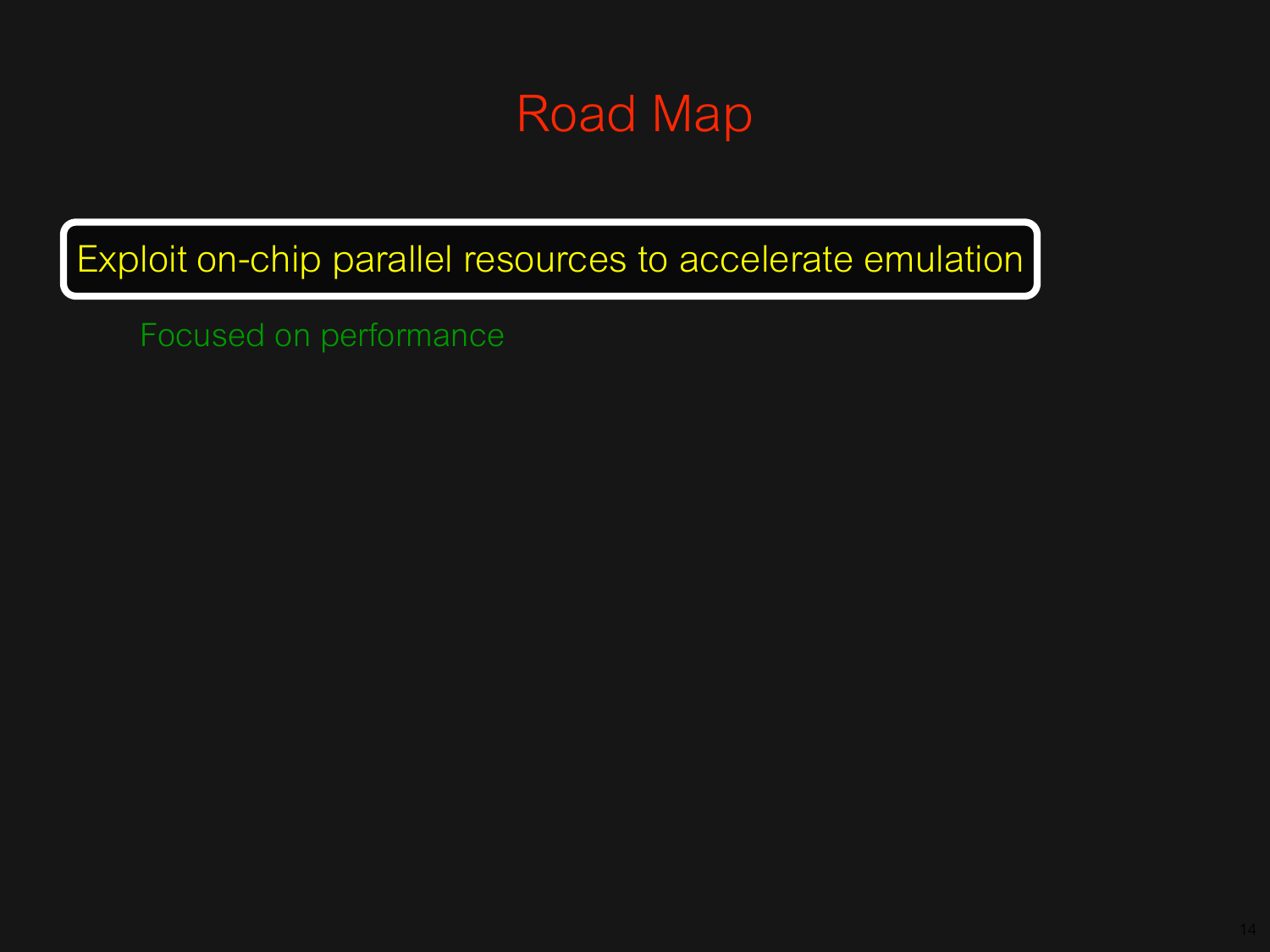# Road Map

Exploit on-chip parallel resources to accelerate emulation

- Focused on performance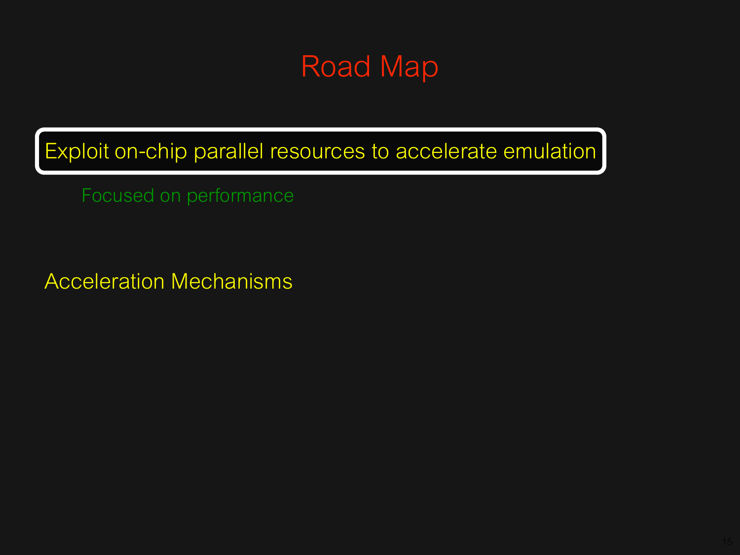# Road Map

Exploit on-chip parallel resources to accelerate emulation

- Focused on performance

Acceleration Mechanisms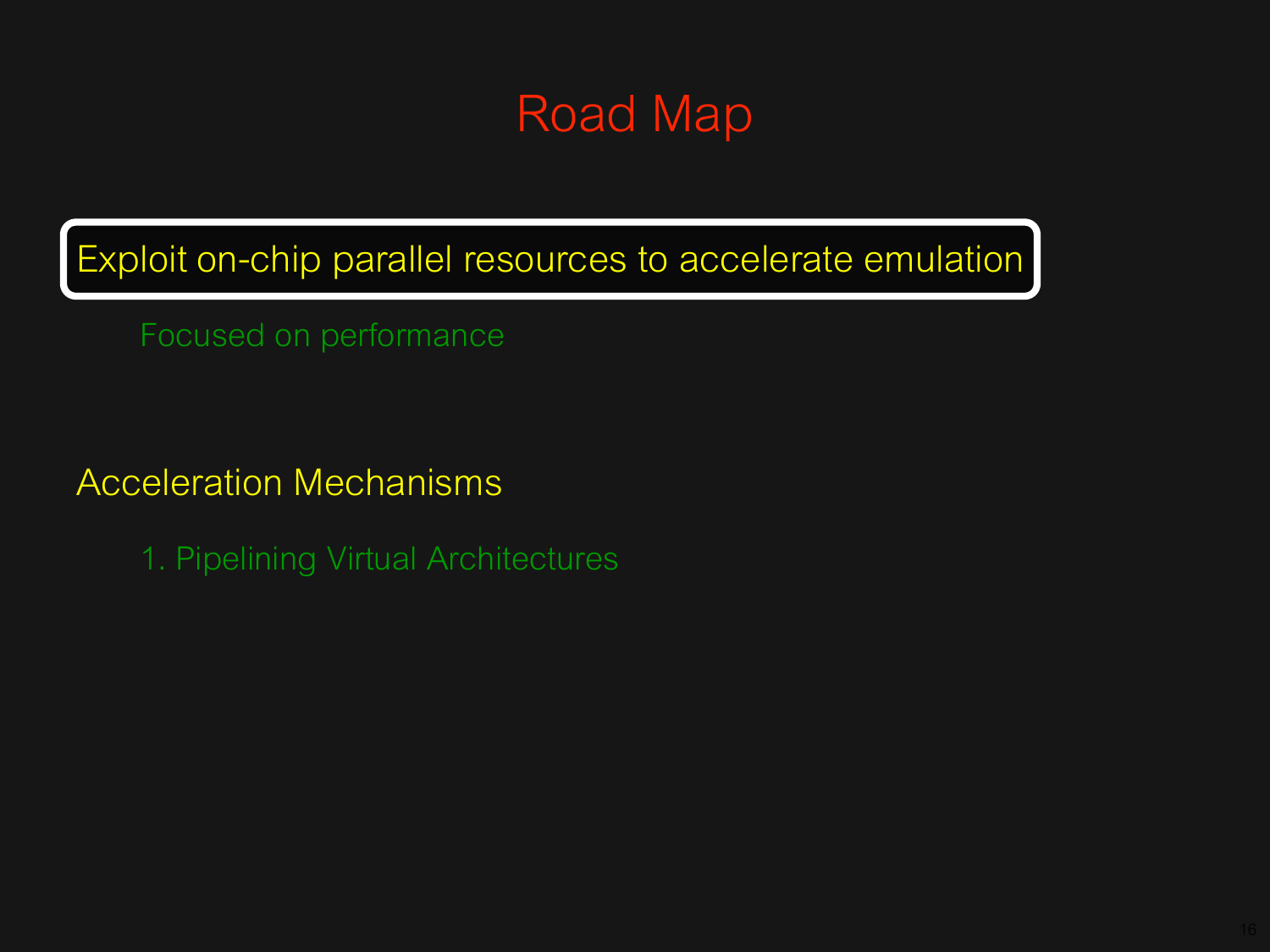# Road Map

**Exploit on-chip parallel resources to accelerate emulation**

- Focused on performance

## Acceleration Mechanisms

1. Pipelining Virtual Architectures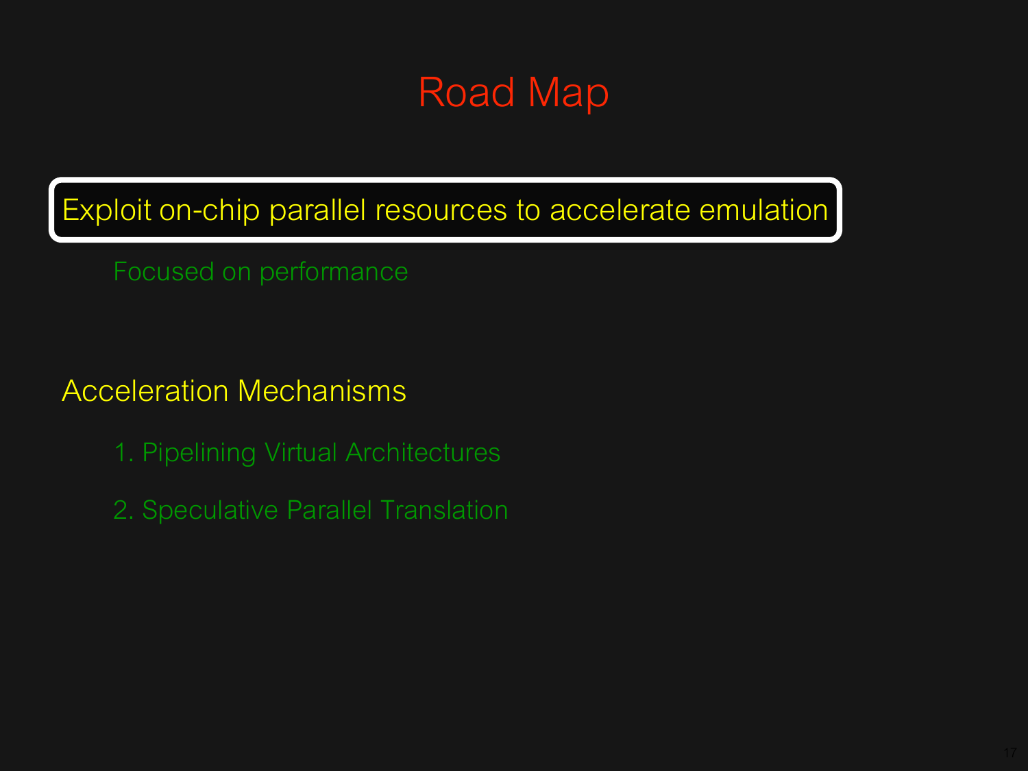# Road Map

**Exploit on-chip parallel resources to accelerate emulation**

- Focused on performance

## Acceleration Mechanisms

1. Pipelining Virtual Architectures
2. Speculative Parallel Translation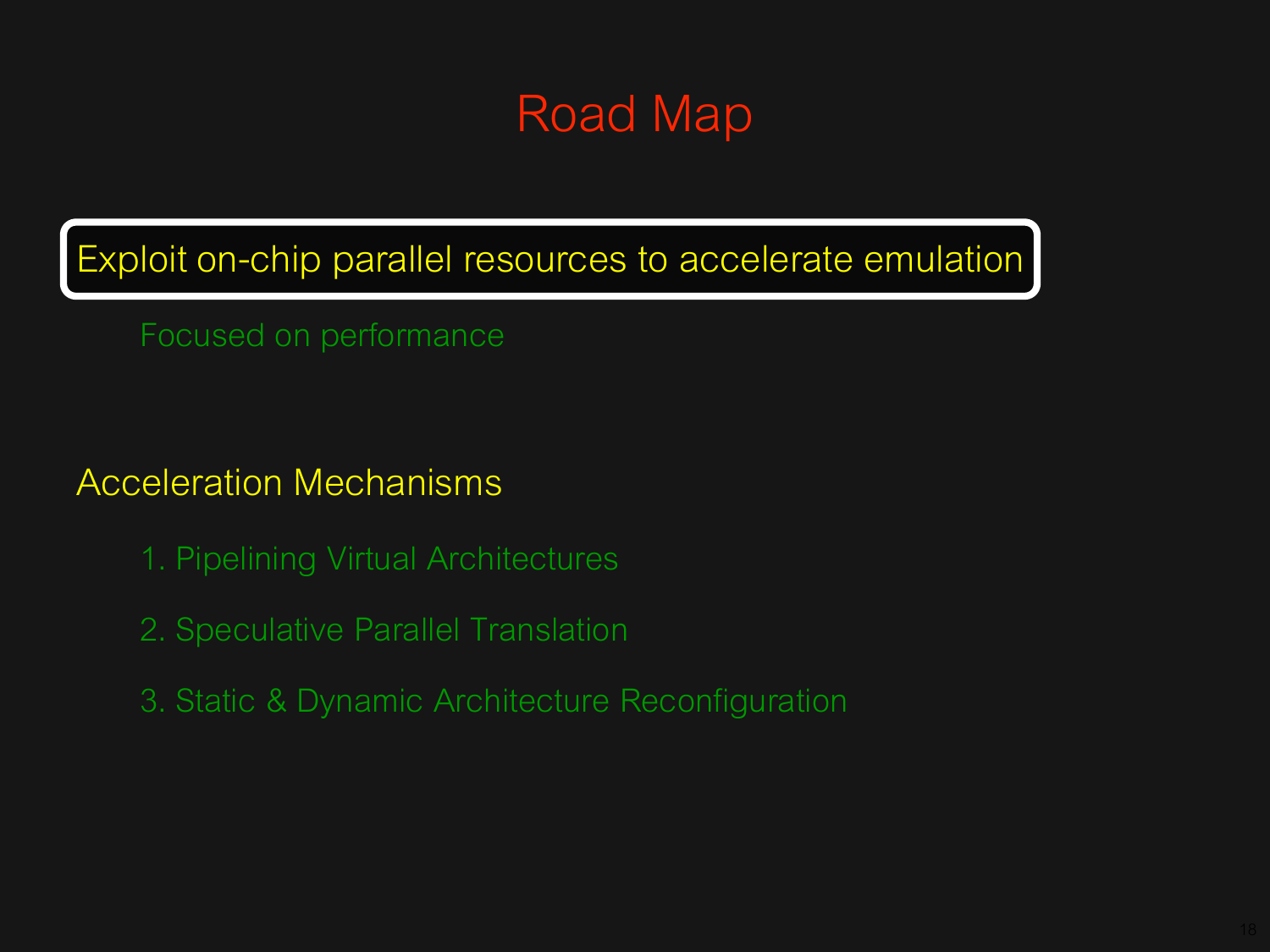# Road Map

**Exploit on-chip parallel resources to accelerate emulation**

Focused on performance

## Acceleration Mechanisms

1. Pipelining Virtual Architectures
2. Speculative Parallel Translation
3. Static & Dynamic Architecture Reconfiguration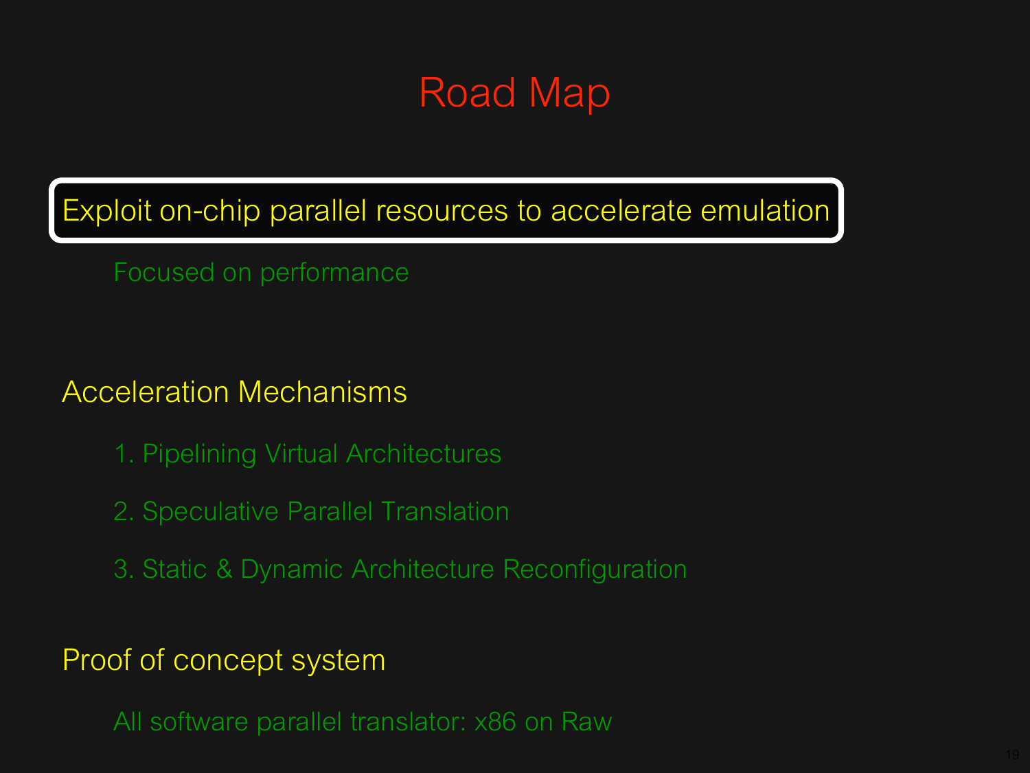# Road Map

**Exploit on-chip parallel resources to accelerate emulation**

- Focused on performance

## Acceleration Mechanisms

1. Pipelining Virtual Architectures
2. Speculative Parallel Translation
3. Static & Dynamic Architecture Reconfiguration

## Proof of concept system

- All software parallel translator: x86 on Raw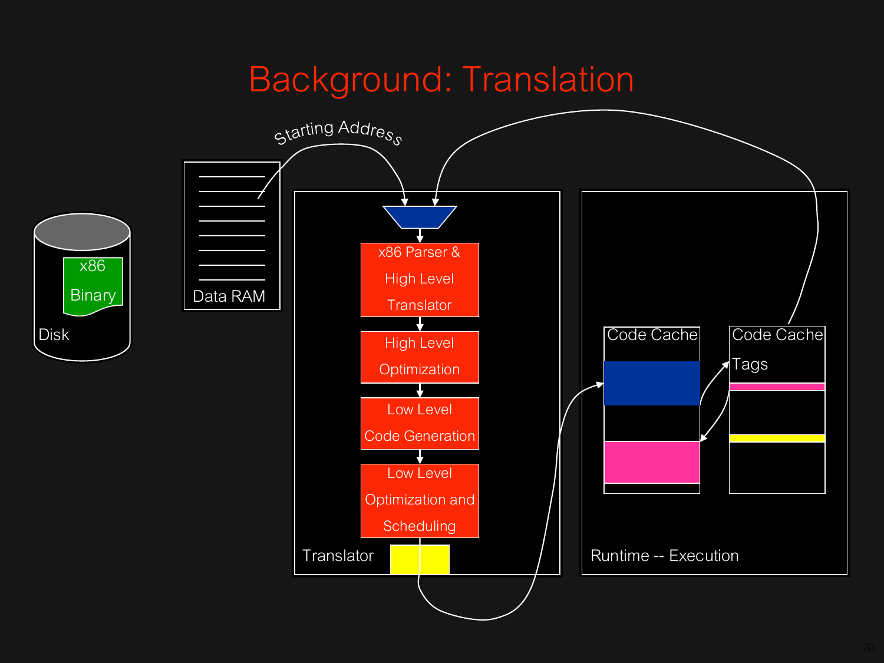# Background: Translation

Disk

x86 Binary

Data RAM

Starting Address

x86 Parser & High Level Translator

High Level Optimization

Low Level Code Generation

Low Level Optimization and Scheduling

Translator

Code Cache

Code Cache Tags

Runtime -- Execution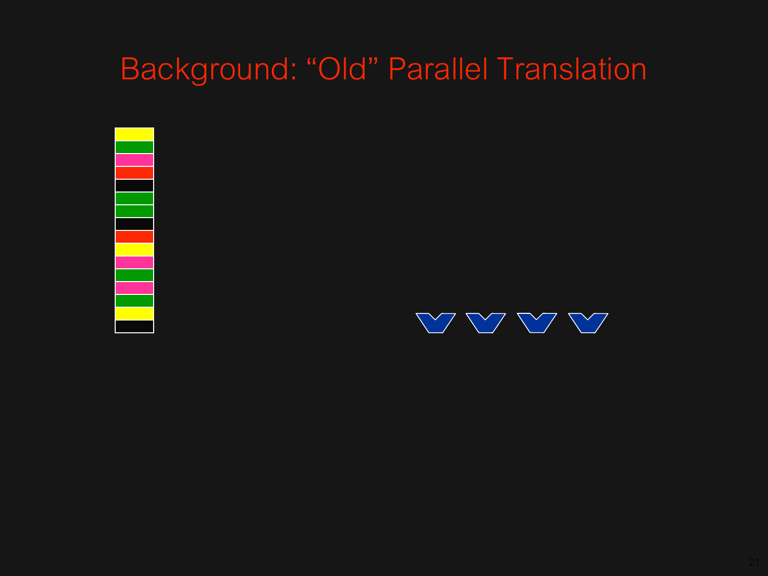# Background: “Old” Parallel Translation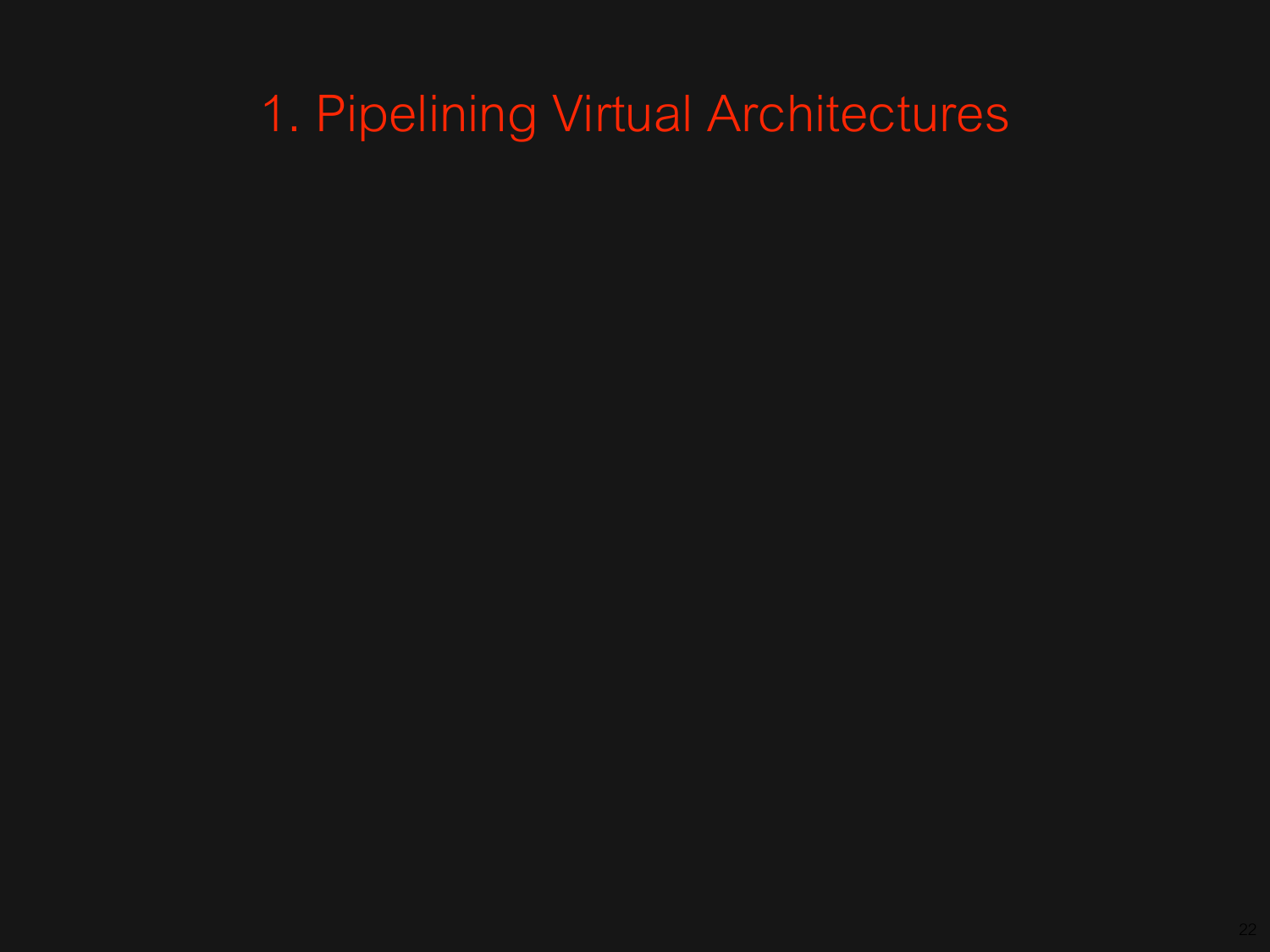# 1. Pipelining Virtual Architectures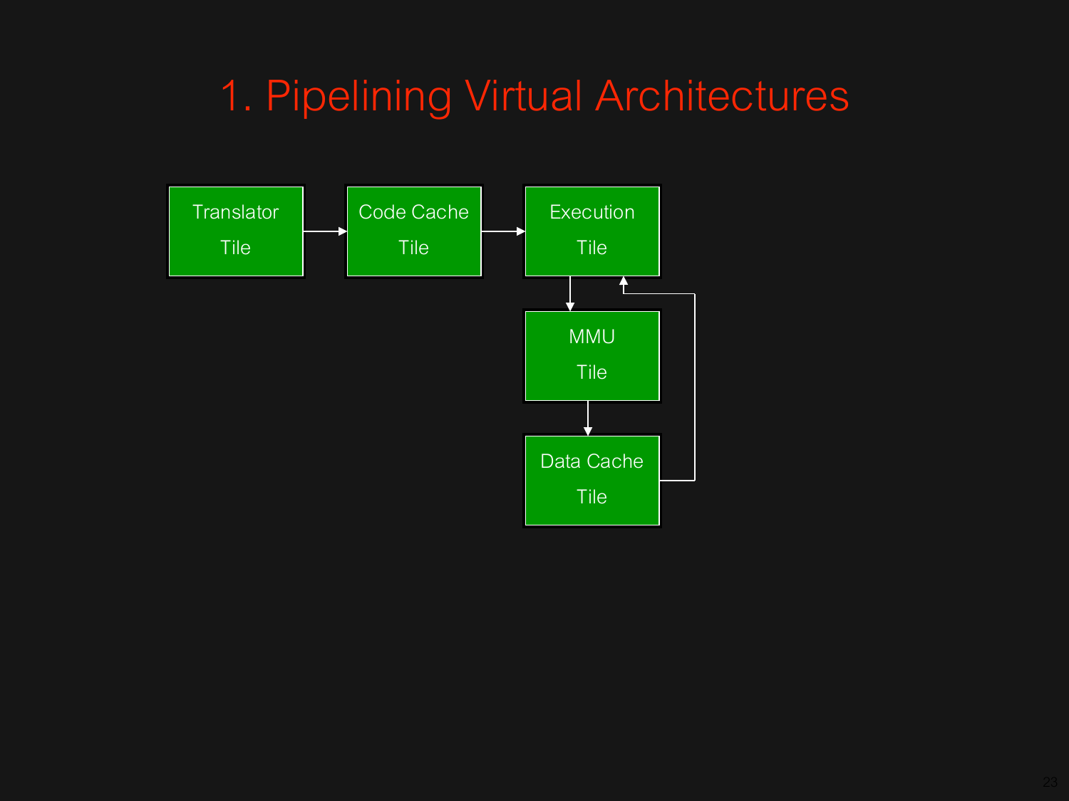# 1. Pipelining Virtual Architectures

Translator Tile

Code Cache Tile

Execution Tile

MMU Tile

Data Cache Tile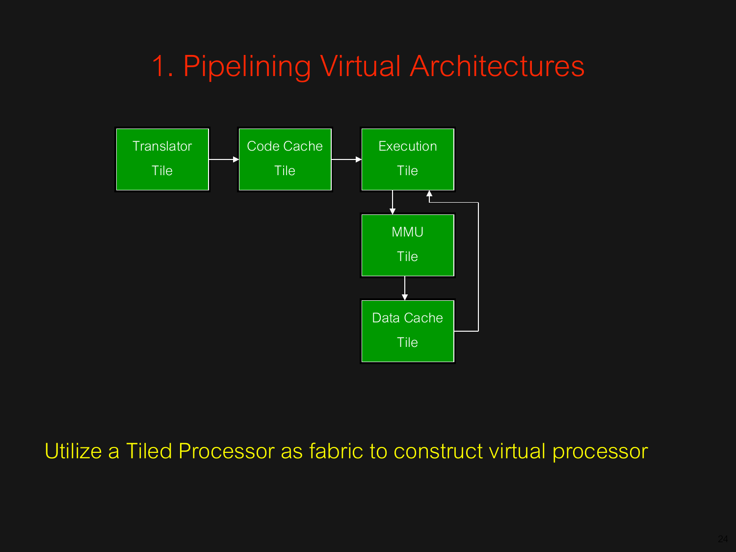# 1. Pipelining Virtual Architectures

Translator Tile → Code Cache Tile → Execution Tile → MMU Tile → Data Cache Tile → Execution Tile

Utilize a Tiled Processor as fabric to construct virtual processor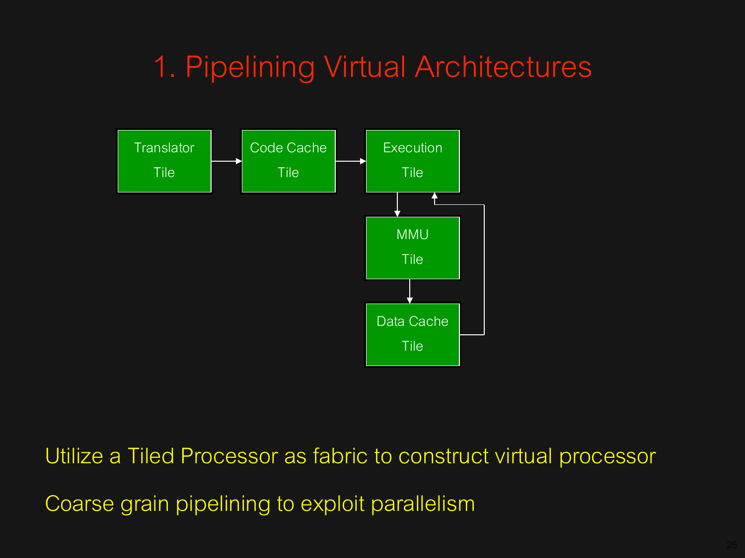# 1. Pipelining Virtual Architectures

Translator Tile → Code Cache Tile → Execution Tile → MMU Tile → Data Cache Tile → Execution Tile

Utilize a Tiled Processor as fabric to construct virtual processor

Coarse grain pipelining to exploit parallelism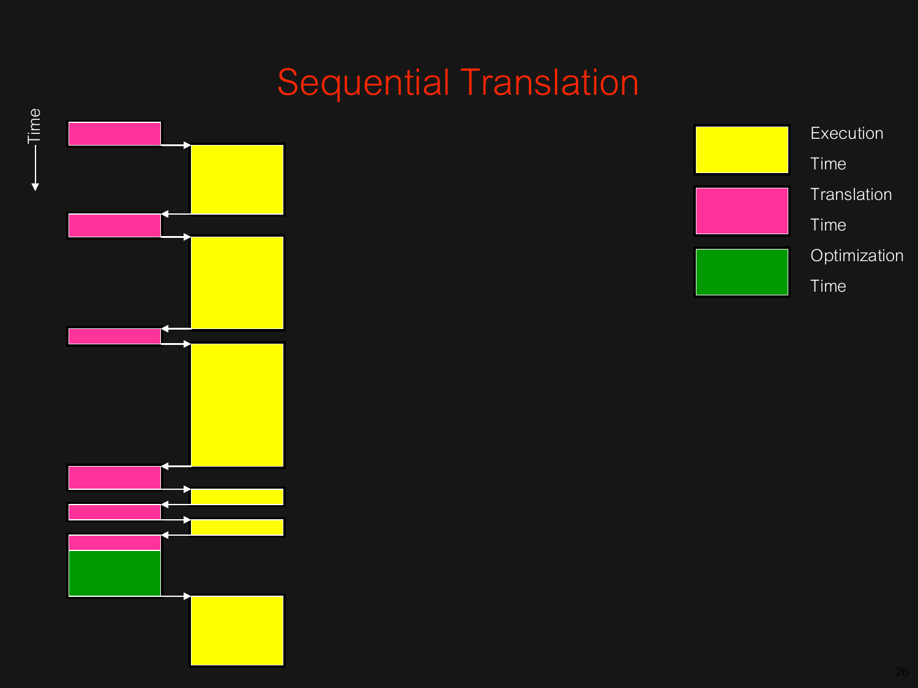# Sequential Translation

Time

Execution Time

Translation Time

Optimization Time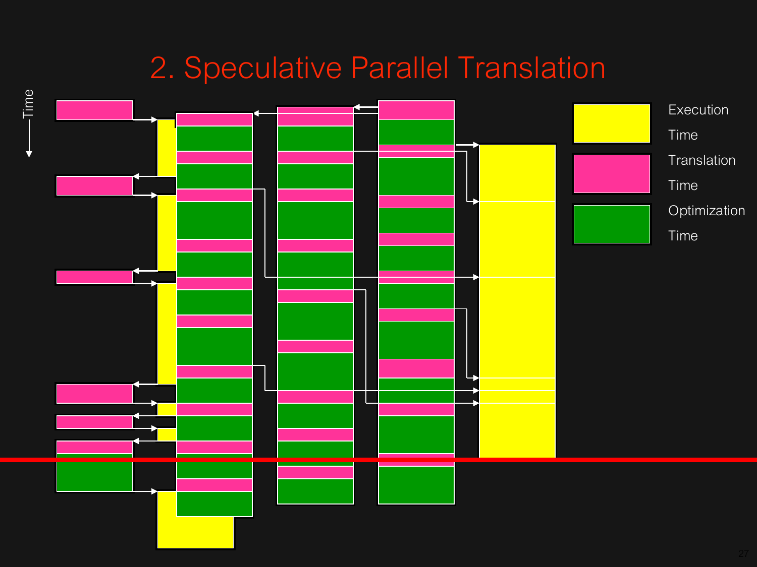# 2. Speculative Parallel Translation

Time

Execution Time

Translation Time

Optimization Time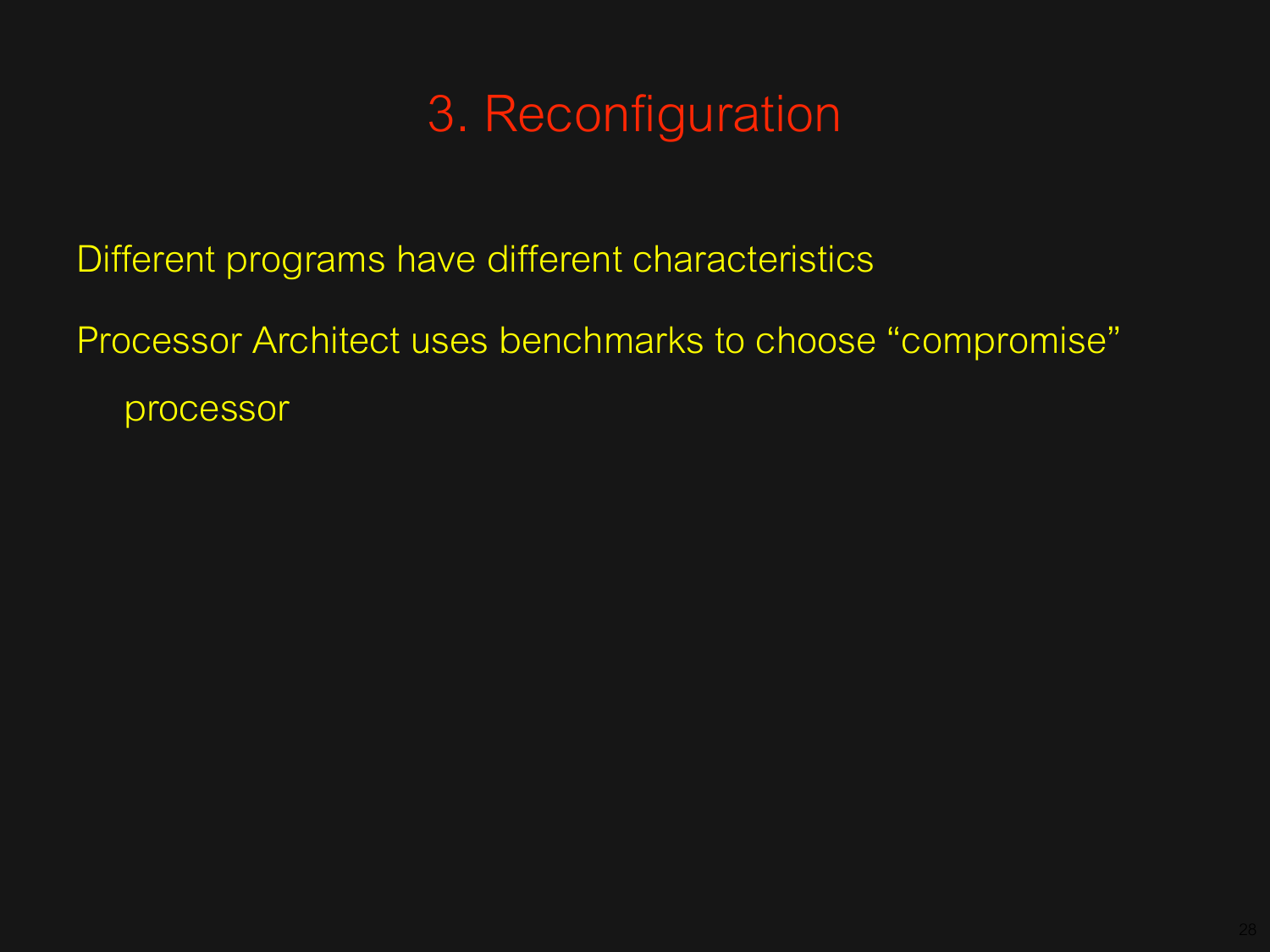# 3. Reconfiguration

Different programs have different characteristics

Processor Architect uses benchmarks to choose “compromise” processor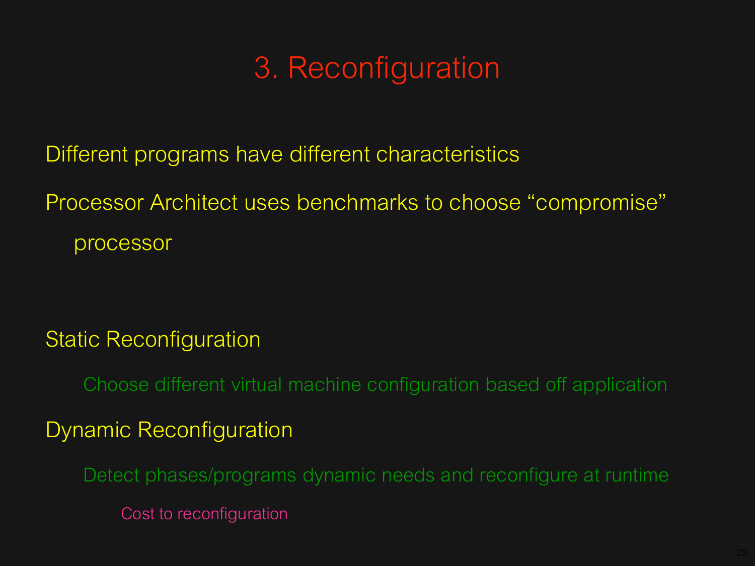# 3. Reconfiguration

Different programs have different characteristics

Processor Architect uses benchmarks to choose “compromise” processor

Static Reconfiguration

- Choose different virtual machine configuration based off application

Dynamic Reconfiguration

- Detect phases/programs dynamic needs and reconfigure at runtime
  - Cost to reconfiguration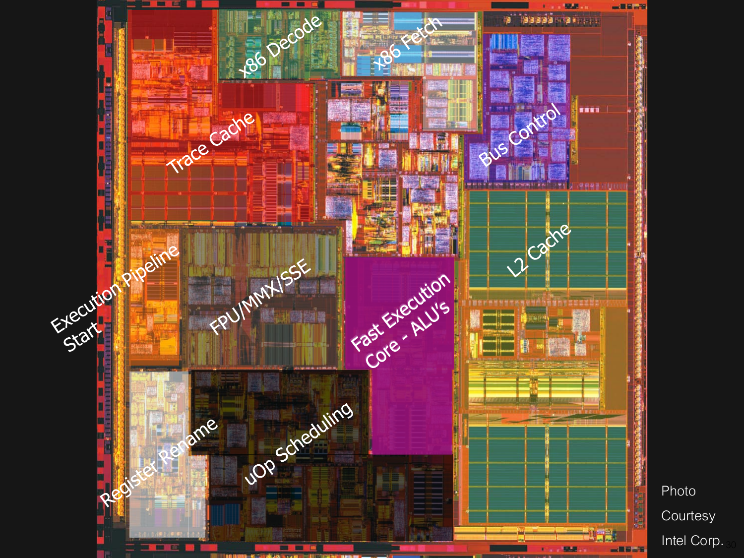x86 Decode

x86 Fetch

Trace Cache

Bus Control

L2 Cache

Execution Pipeline Start

FPU/MMX/SSE

Fast Execution Core - ALU's

Register Rename

uOp Scheduling

Photo Courtesy Intel Corp.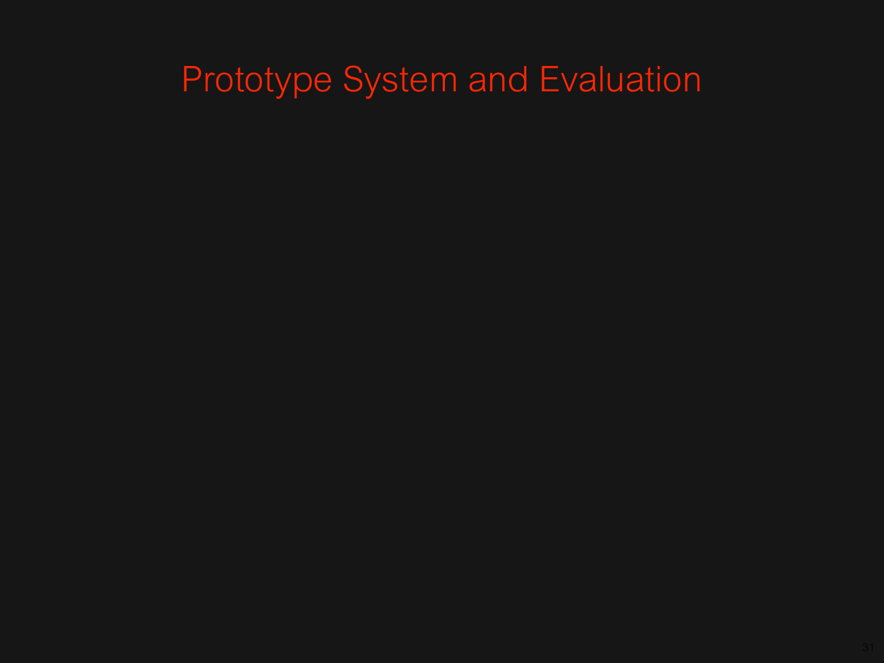# Prototype System and Evaluation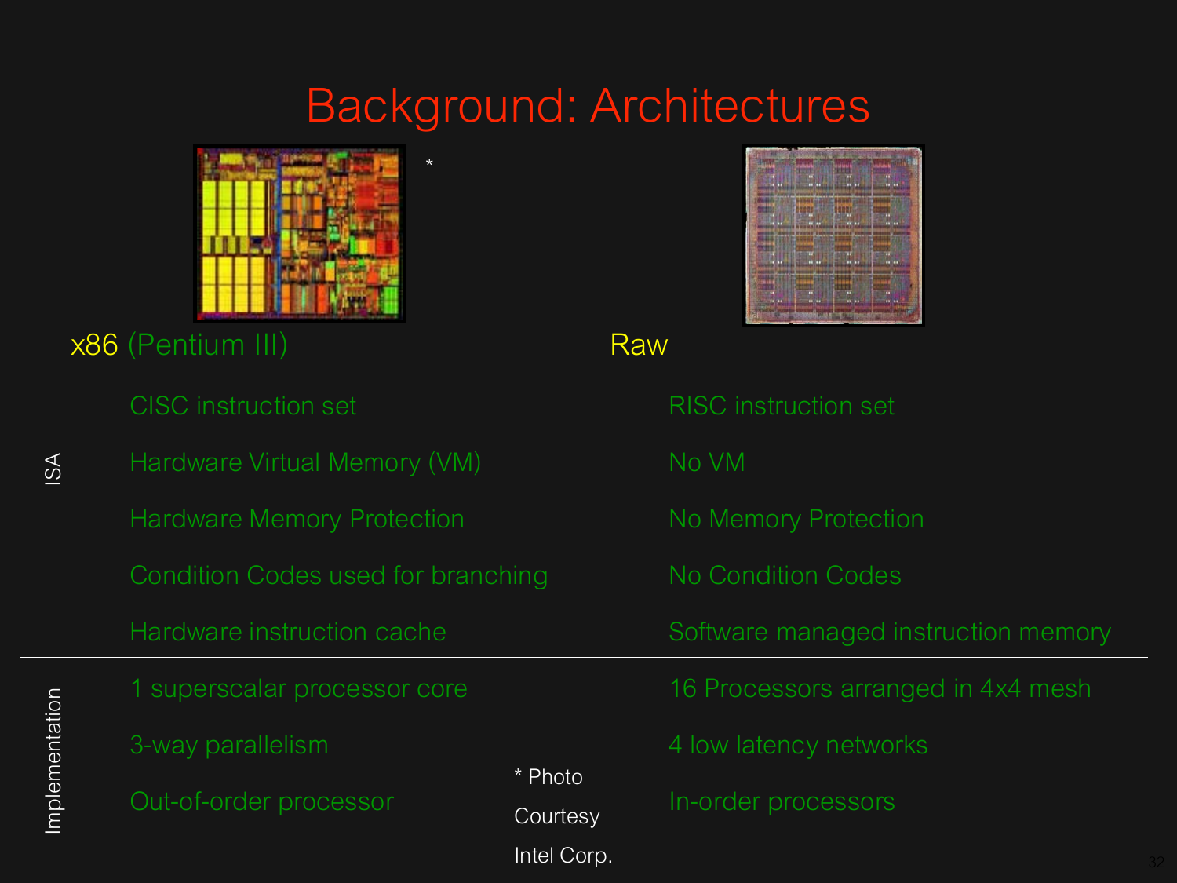# Background: Architectures

| | x86 (Pentium III) * | Raw |
| --- | --- | --- |
| ISA | CISC instruction set | RISC instruction set |
| | Hardware Virtual Memory (VM) | No VM |
| | Hardware Memory Protection | No Memory Protection |
| | Condition Codes used for branching | No Condition Codes |
| | Hardware instruction cache | Software managed instruction memory |
| Implementation | 1 superscalar processor core | 16 Processors arranged in 4x4 mesh |
| | 3-way parallelism | 4 low latency networks |
| | Out-of-order processor | In-order processors |

* Photo Courtesy Intel Corp.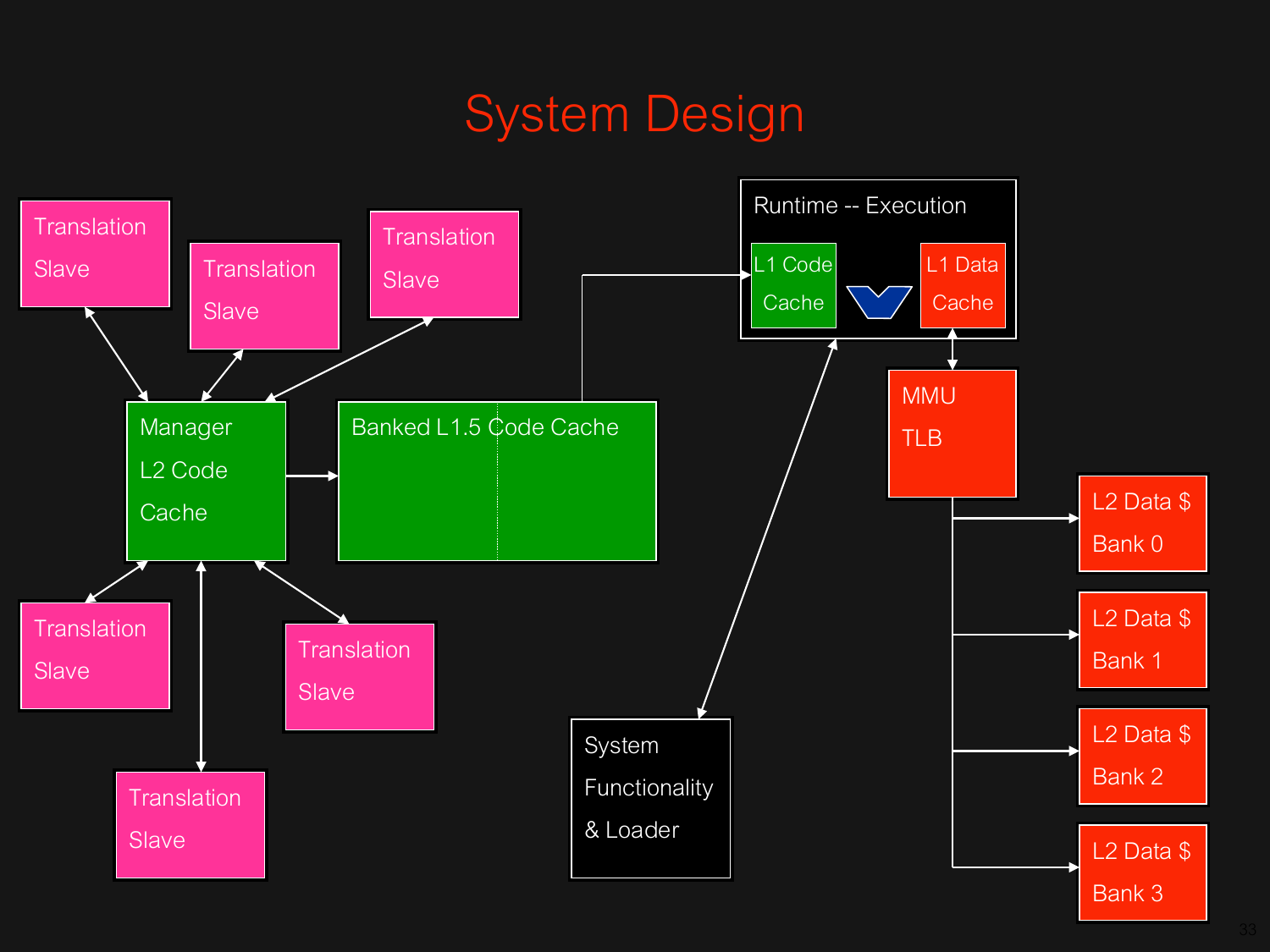# System Design

Translation Slave

Translation Slave

Translation Slave

Manager L2 Code Cache

Banked L1.5 Code Cache

Translation Slave

Translation Slave

Translation Slave

Runtime -- Execution

L1 Code Cache

L1 Data Cache

MMU TLB

L2 Data $ Bank 0

L2 Data $ Bank 1

L2 Data $ Bank 2

L2 Data $ Bank 3

System Functionality & Loader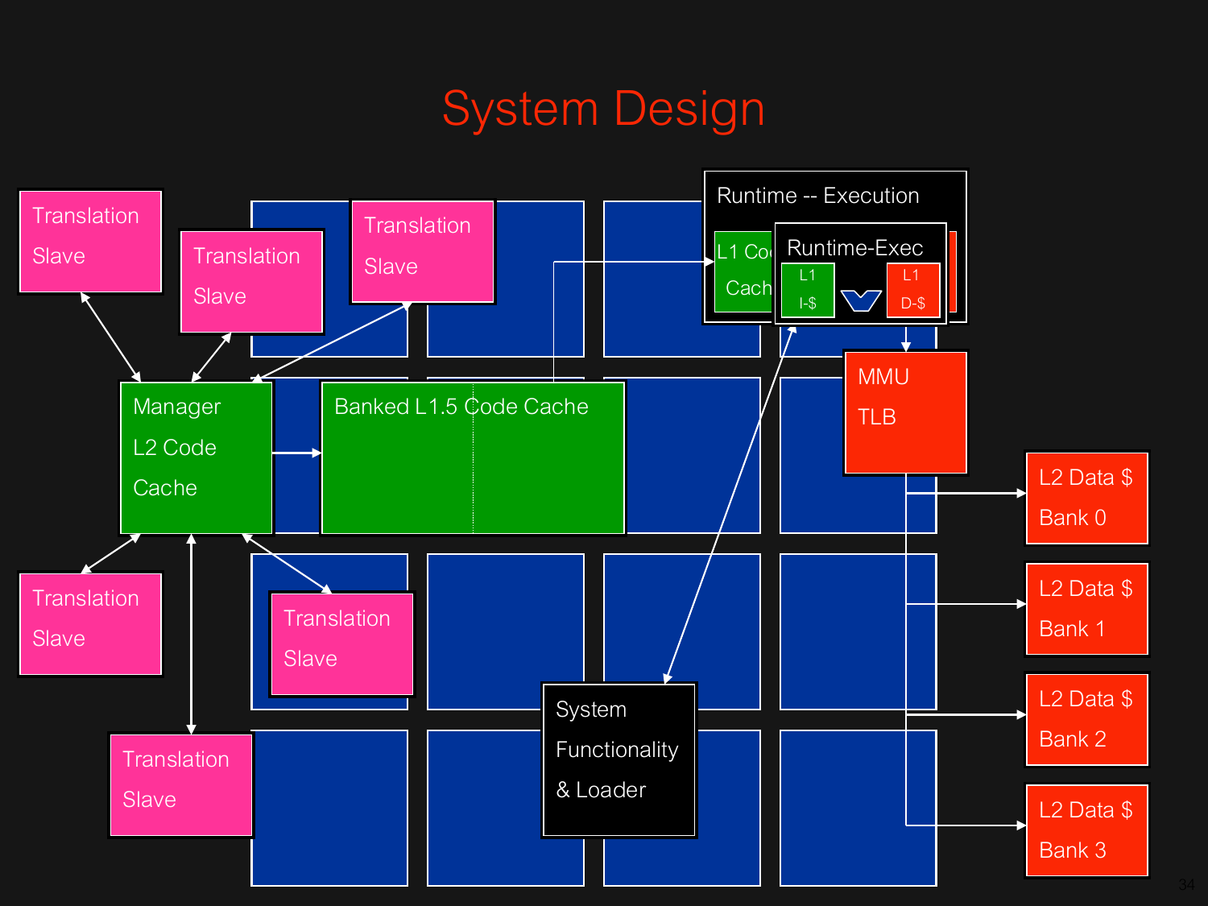# System Design

Translation Slave

Translation Slave

Translation Slave

Manager L2 Code Cache

Banked L1.5 Code Cache

Runtime -- Execution

L1 Code Cache

Runtime-Exec

L1 I-$

L1 D-$

MMU TLB

L2 Data $ Bank 0

L2 Data $ Bank 1

L2 Data $ Bank 2

L2 Data $ Bank 3

Translation Slave

Translation Slave

Translation Slave

System Functionality & Loader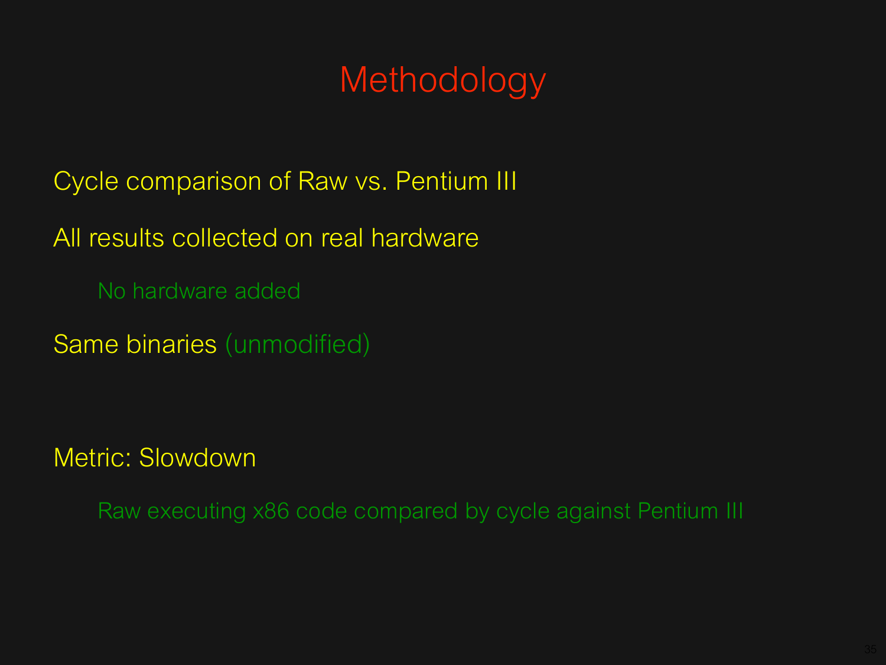# Methodology

- Cycle comparison of Raw vs. Pentium III
- All results collected on real hardware
  - No hardware added
- Same binaries (unmodified)

- Metric: Slowdown
  - Raw executing x86 code compared by cycle against Pentium III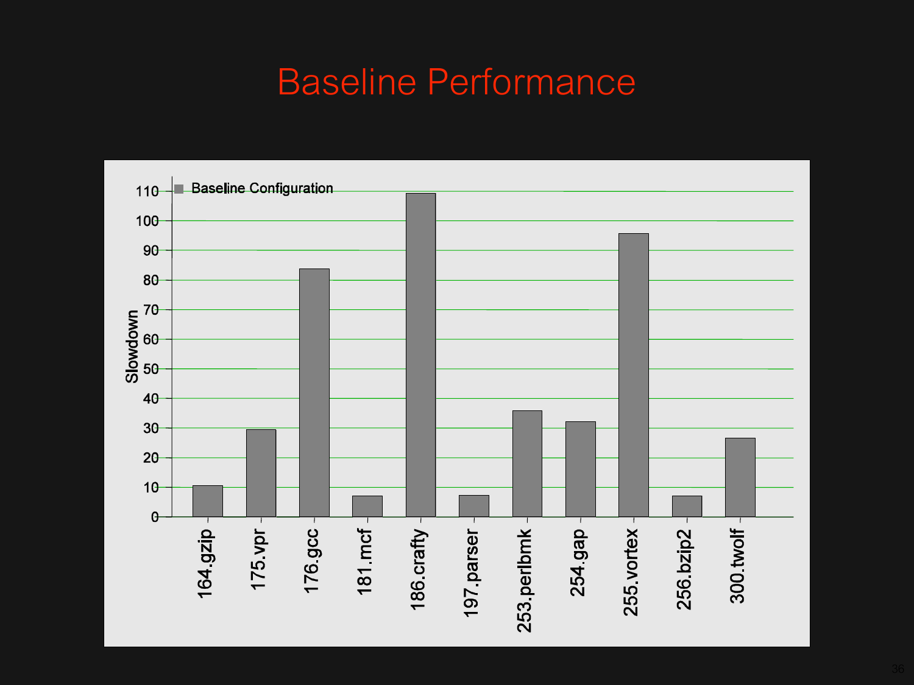# Baseline Performance

| Benchmark | Slowdown (Baseline Configuration) |
|---|---|
| 164.gzip | ~10.5 |
| 175.vpr | ~29.5 |
| 176.gcc | ~84 |
| 181.mcf | ~7 |
| 186.crafty | ~109 |
| 197.parser | ~7.5 |
| 253.perlbmk | ~36 |
| 254.gap | ~32 |
| 255.vortex | ~96 |
| 256.bzip2 | ~7 |
| 300.twolf | ~26.5 |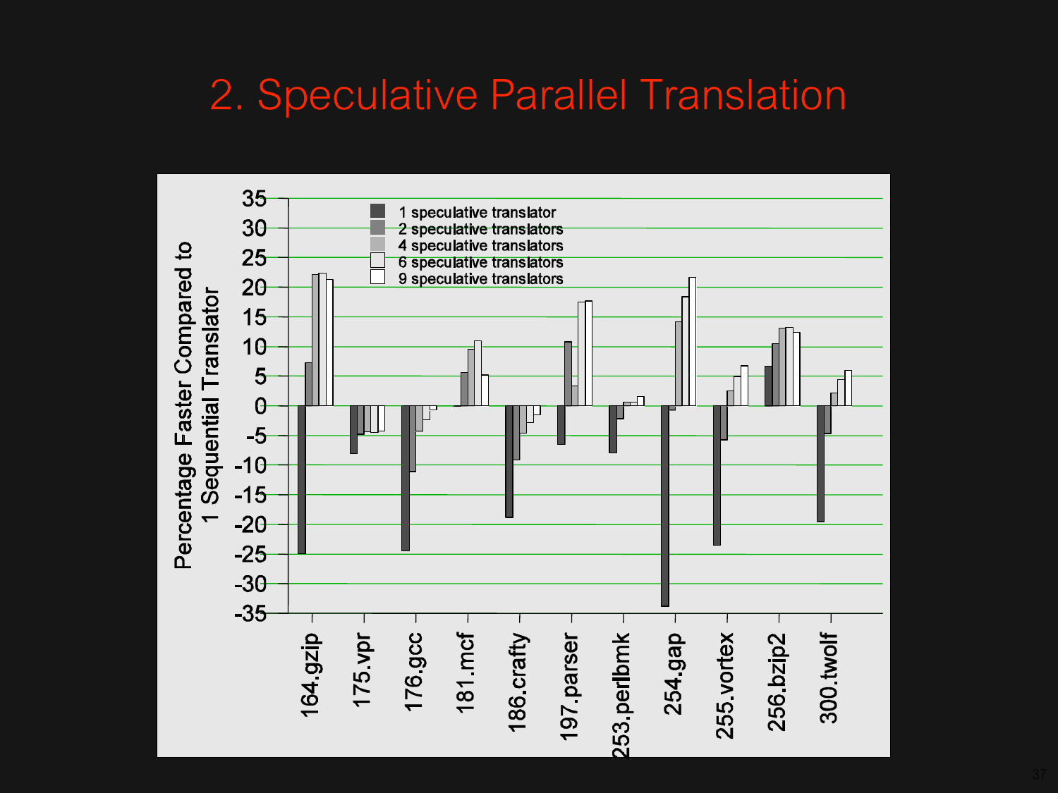# 2. Speculative Parallel Translation

Percentage Faster Compared to 1 Sequential Translator

- 1 speculative translator
- 2 speculative translators
- 4 speculative translators
- 6 speculative translators
- 9 speculative translators

Benchmarks: 164.gzip, 175.vpr, 176.gcc, 181.mcf, 186.crafty, 197.parser, 253.perlbmk, 254.gap, 255.vortex, 256.bzip2, 300.twolf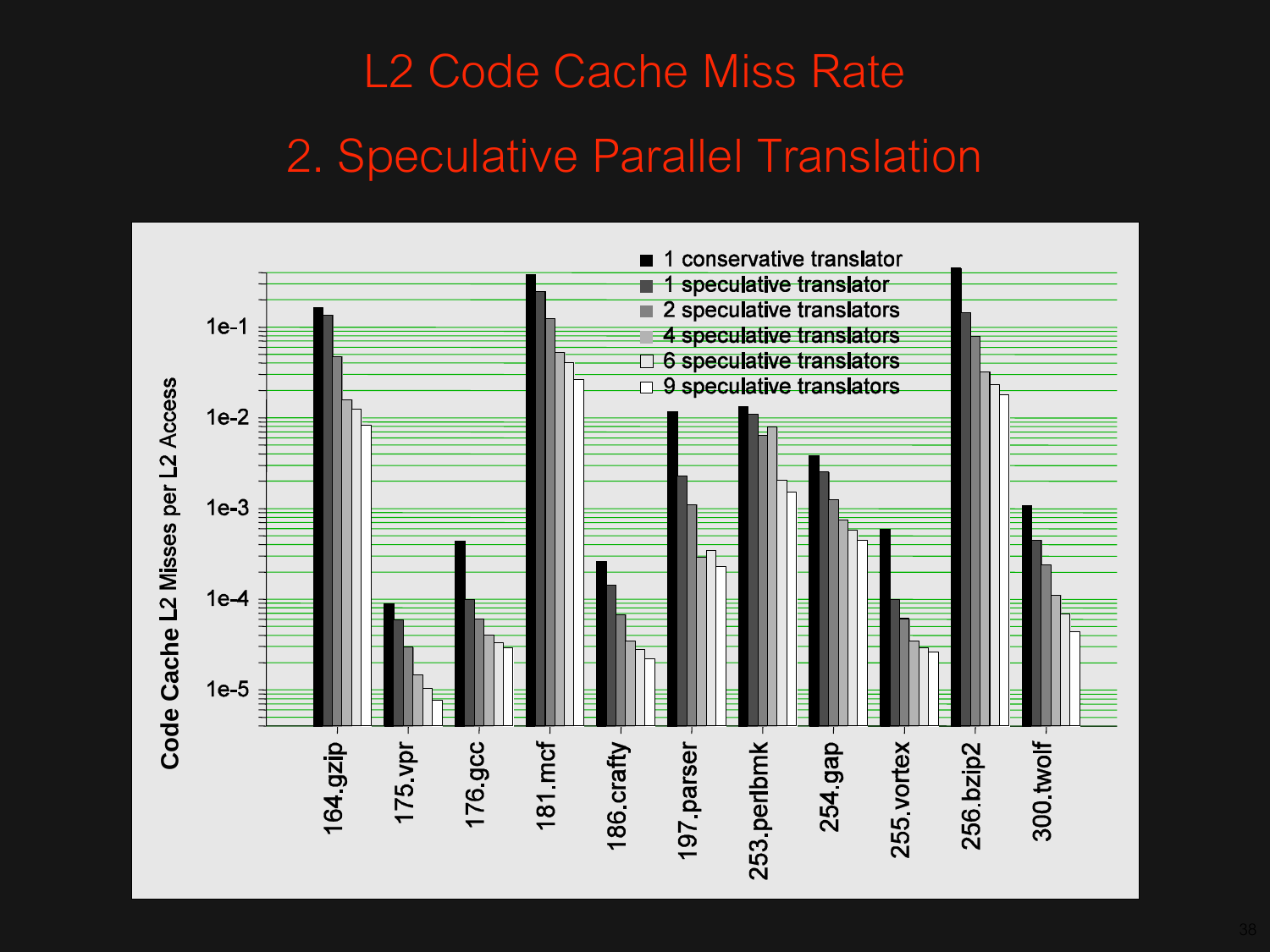# L2 Code Cache Miss Rate

## 2. Speculative Parallel Translation

Code Cache L2 Misses per L2 Access

- 1 conservative translator
- 1 speculative translator
- 2 speculative translators
- 4 speculative translators
- 6 speculative translators
- 9 speculative translators

1e-1, 1e-2, 1e-3, 1e-4, 1e-5

164.gzip, 175.vpr, 176.gcc, 181.mcf, 186.crafty, 197.parser, 253.perlbmk, 254.gap, 255.vortex, 256.bzip2, 300.twolf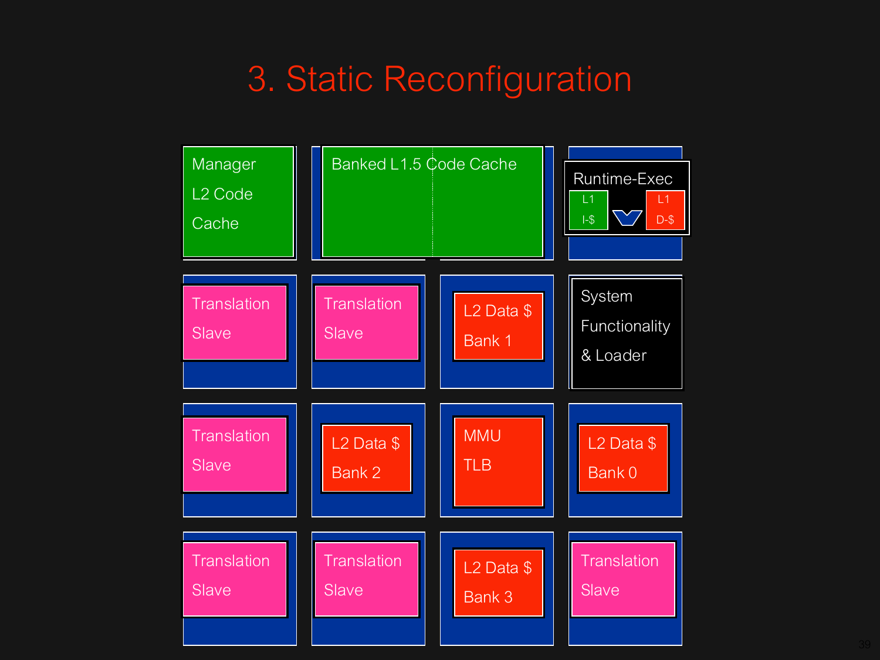# 3. Static Reconfiguration

| | | | |
|---|---|---|---|
| Manager L2 Code Cache | Banked L1.5 Code Cache | | Runtime-Exec (L1 I-$, L1 D-$) |
| Translation Slave | Translation Slave | L2 Data $ Bank 1 | System Functionality & Loader |
| Translation Slave | L2 Data $ Bank 2 | MMU TLB | L2 Data $ Bank 0 |
| Translation Slave | Translation Slave | L2 Data $ Bank 3 | Translation Slave |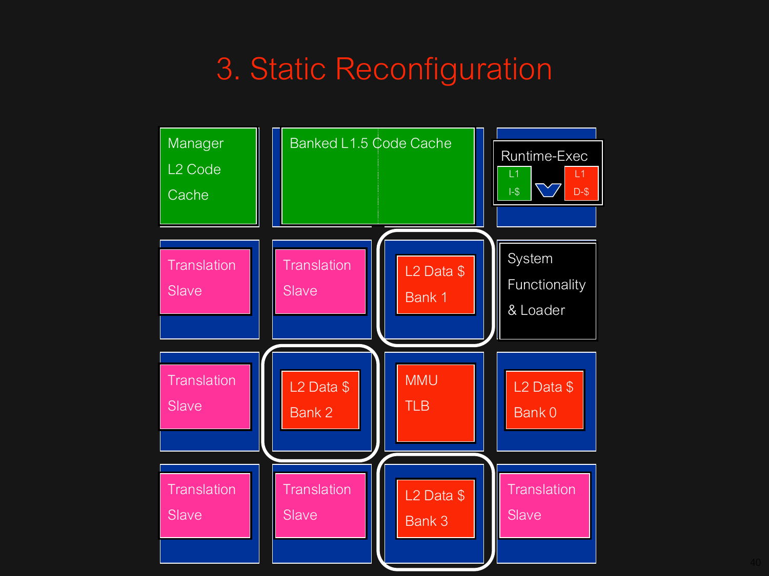# 3. Static Reconfiguration

| | | | |
|---|---|---|---|
| Manager L2 Code Cache | Banked L1.5 Code Cache | | Runtime-Exec (L1 I-$, L1 D-$) |
| Translation Slave | Translation Slave | L2 Data $ Bank 1 | System Functionality & Loader |
| Translation Slave | L2 Data $ Bank 2 | MMU TLB | L2 Data $ Bank 0 |
| Translation Slave | Translation Slave | L2 Data $ Bank 3 | Translation Slave |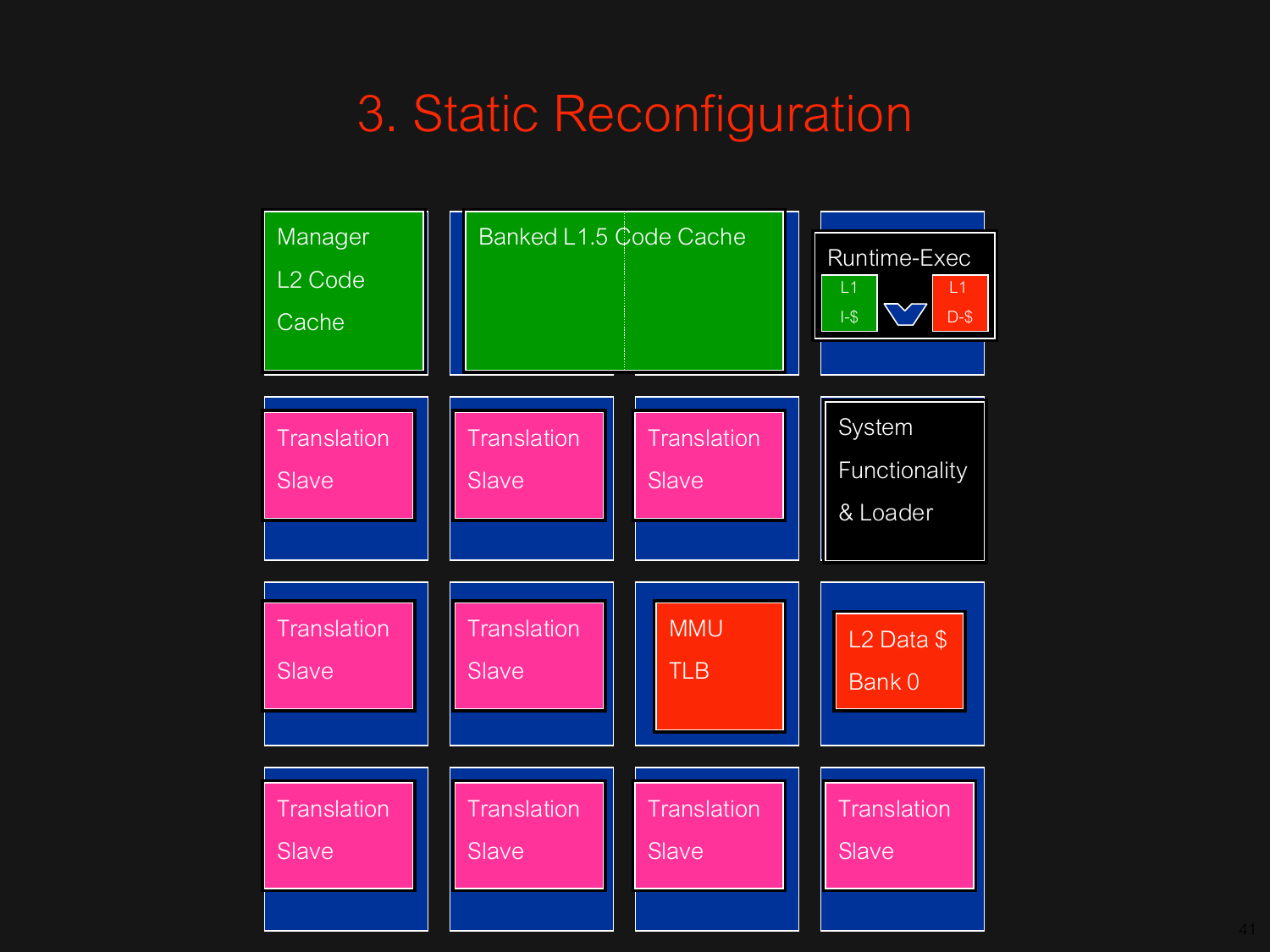# 3. Static Reconfiguration

| | | | |
|---|---|---|---|
| Manager L2 Code Cache | Banked L1.5 Code Cache | | Runtime-Exec (L1 I-$, L1 D-$) |
| Translation Slave | Translation Slave | Translation Slave | System Functionality & Loader |
| Translation Slave | Translation Slave | MMU TLB | L2 Data $ Bank 0 |
| Translation Slave | Translation Slave | Translation Slave | Translation Slave |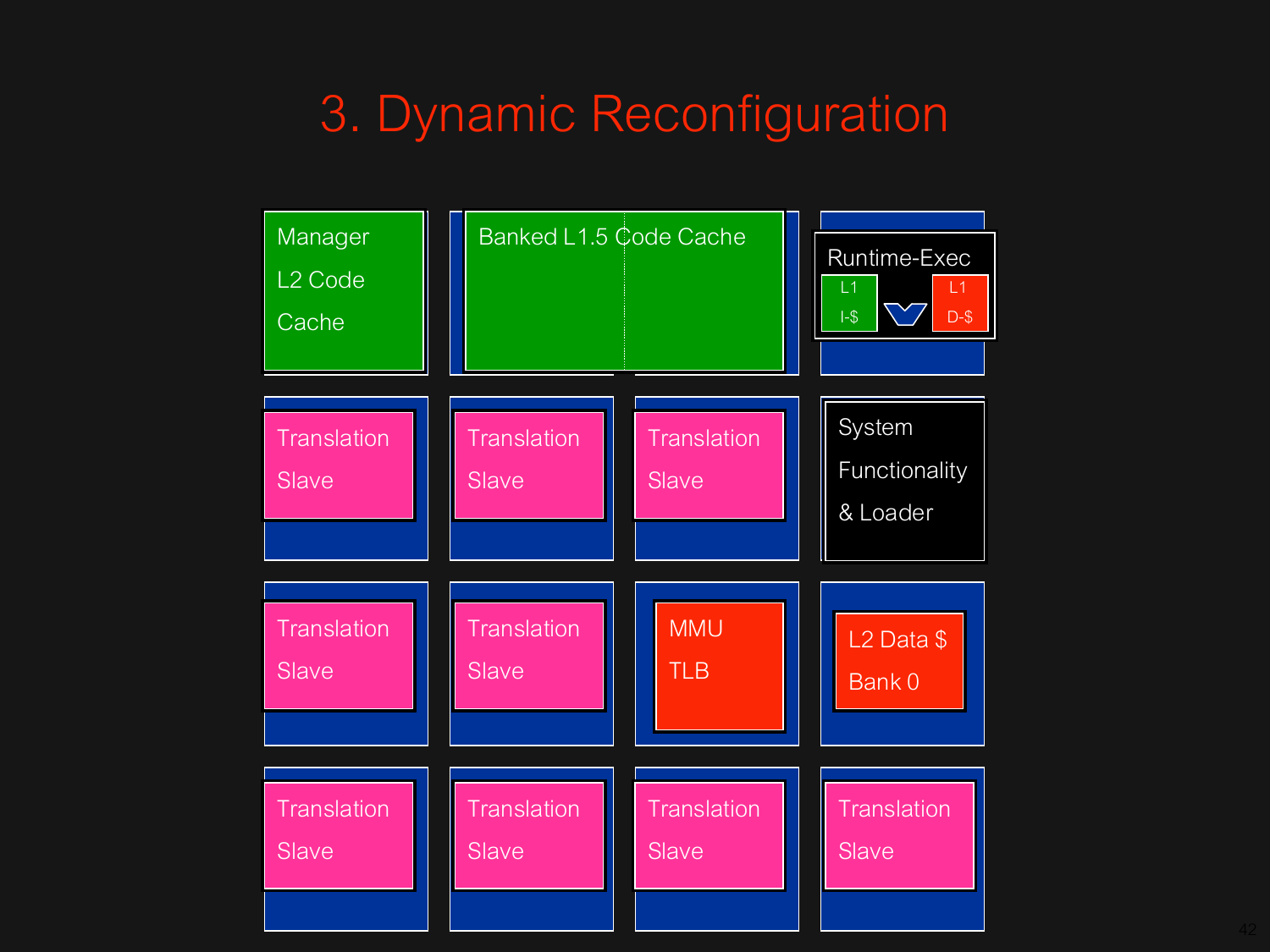# 3. Dynamic Reconfiguration

| | | | |
|---|---|---|---|
| Manager L2 Code Cache | Banked L1.5 Code Cache | | Runtime-Exec (L1 I-$, L1 D-$) |
| Translation Slave | Translation Slave | Translation Slave | System Functionality & Loader |
| Translation Slave | Translation Slave | MMU TLB | L2 Data $ Bank 0 |
| Translation Slave | Translation Slave | Translation Slave | Translation Slave |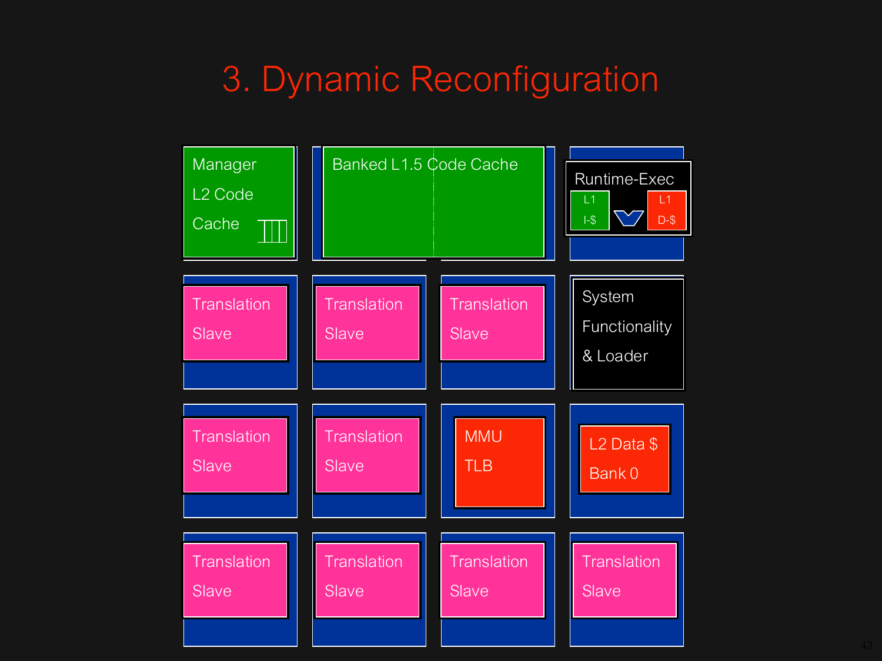# 3. Dynamic Reconfiguration

| | | | |
|---|---|---|---|
| Manager L2 Code Cache | Banked L1.5 Code Cache | | Runtime-Exec (L1 I-$, L1 D-$) |
| Translation Slave | Translation Slave | Translation Slave | System Functionality & Loader |
| Translation Slave | Translation Slave | MMU TLB | L2 Data $ Bank 0 |
| Translation Slave | Translation Slave | Translation Slave | Translation Slave |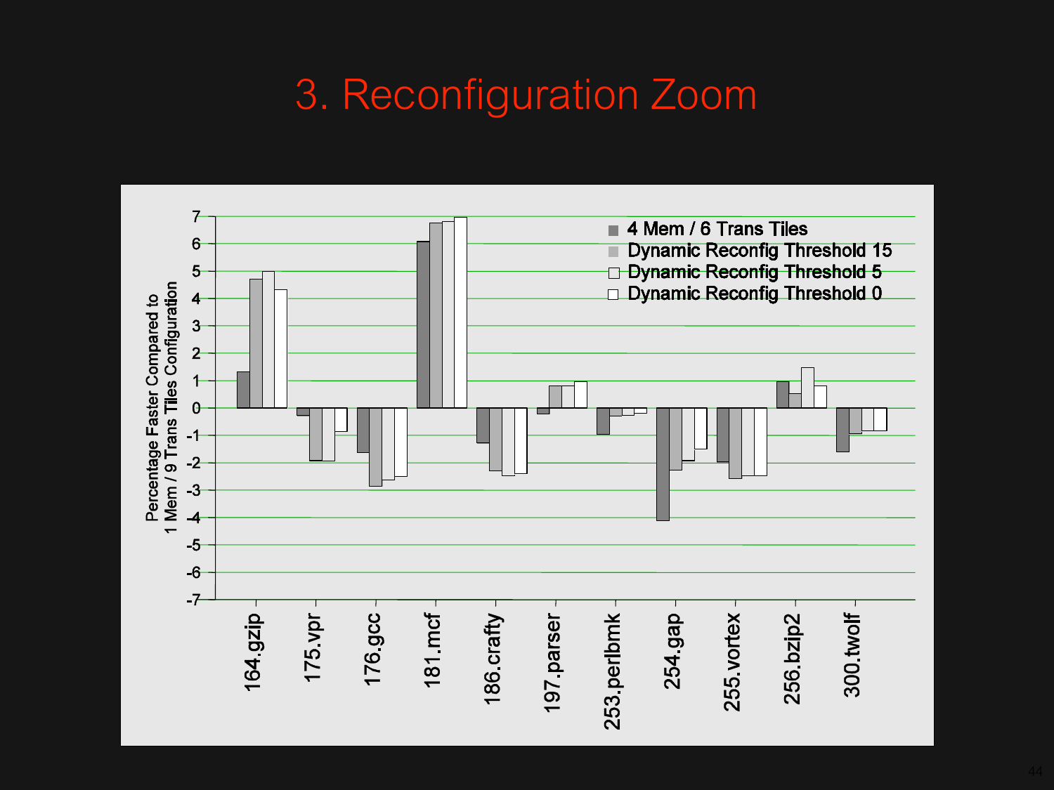# 3. Reconfiguration Zoom

Percentage Faster Compared to 1 Mem / 9 Trans Tiles Configuration

- 4 Mem / 6 Trans Tiles
- Dynamic Reconfig Threshold 15
- Dynamic Reconfig Threshold 5
- Dynamic Reconfig Threshold 0

7, 6, 5, 4, 3, 2, 1, 0, -1, -2, -3, -4, -5, -6, -7

164.gzip, 175.vpr, 176.gcc, 181.mcf, 186.crafty, 197.parser, 253.perlbmk, 254.gap, 255.vortex, 256.bzip2, 300.twolf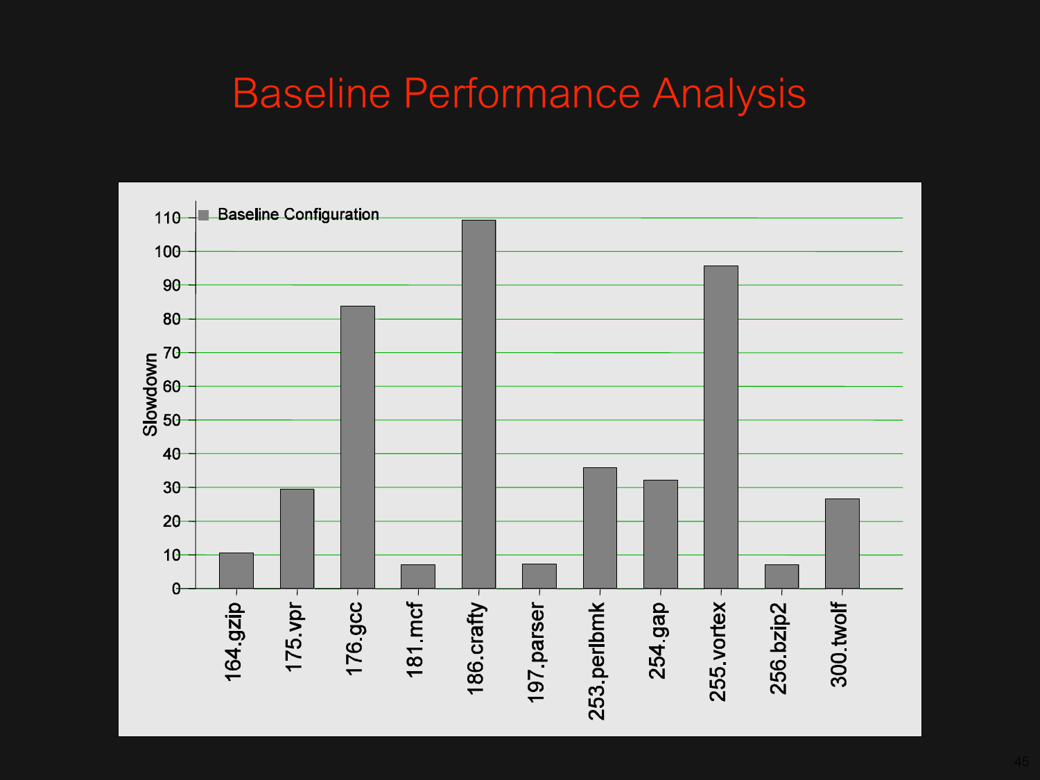# Baseline Performance Analysis

| Benchmark | Slowdown (Baseline Configuration) |
| --- | --- |
| 164.gzip | ~10.5 |
| 175.vpr | ~29.5 |
| 176.gcc | ~84 |
| 181.mcf | ~7 |
| 186.crafty | ~109.5 |
| 197.parser | ~7.5 |
| 253.perlbmk | ~36 |
| 254.gap | ~32 |
| 255.vortex | ~96 |
| 256.bzip2 | ~7 |
| 300.twolf | ~26.5 |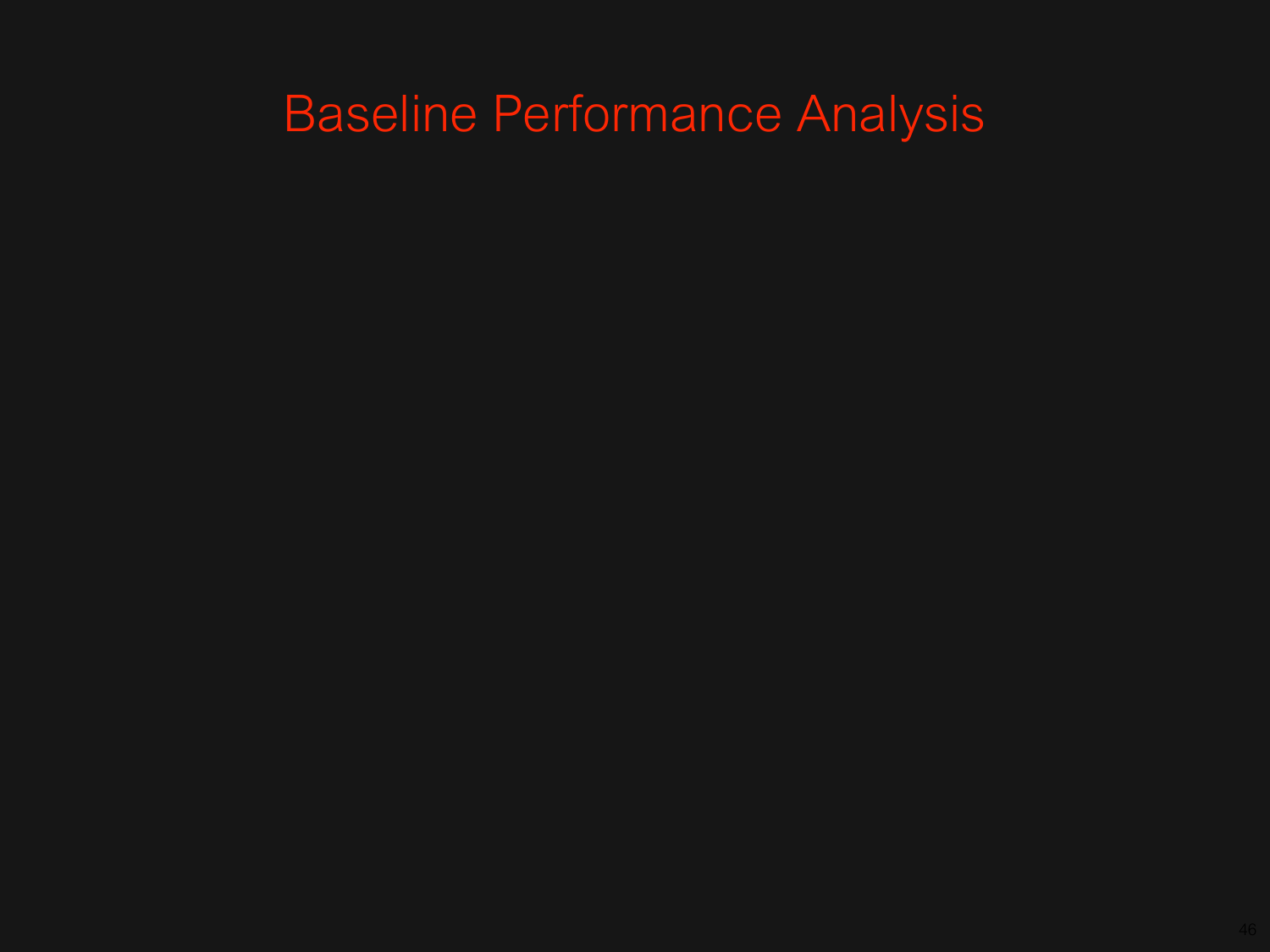# Baseline Performance Analysis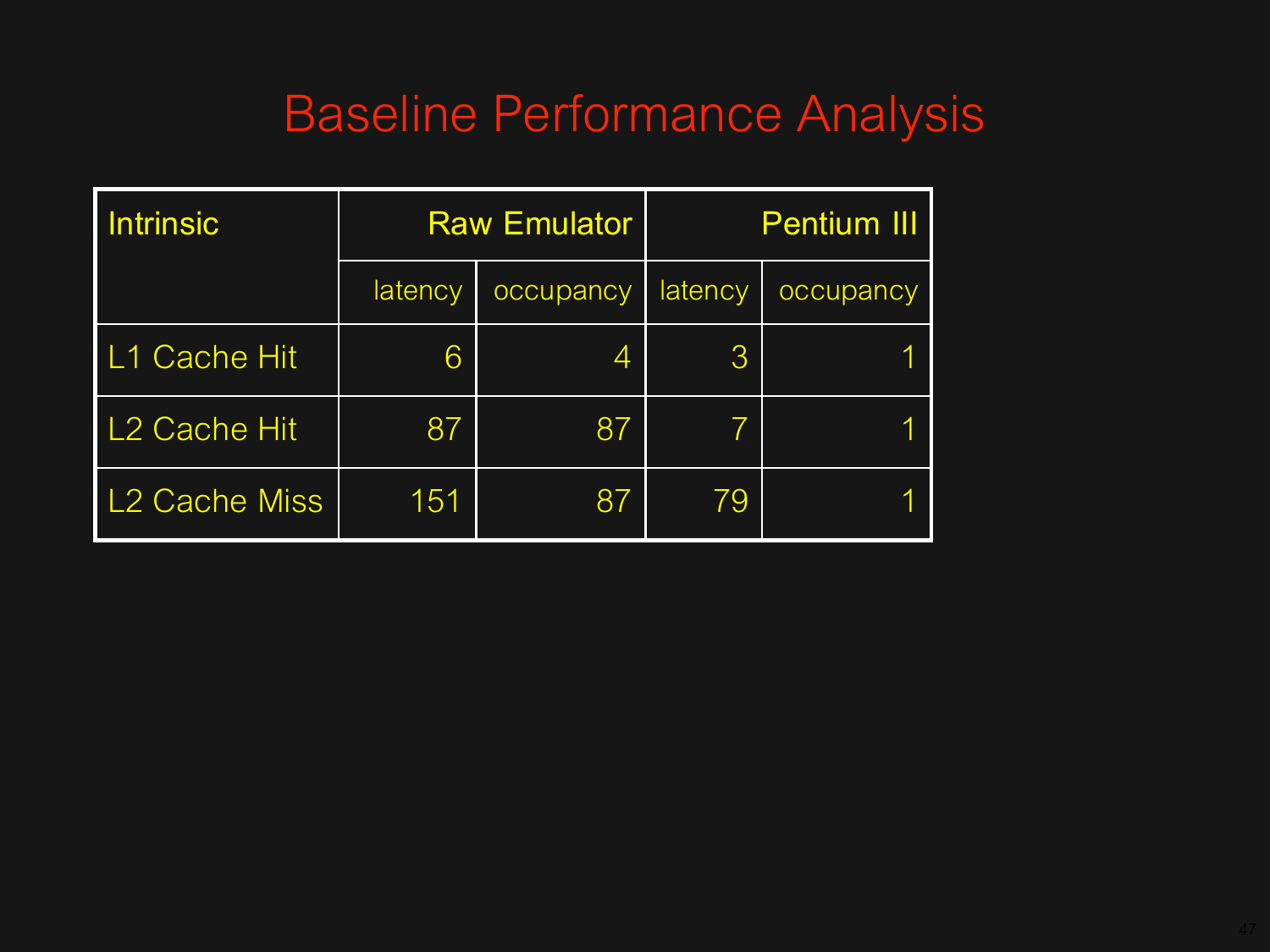# Baseline Performance Analysis

| Intrinsic | Raw Emulator | | Pentium III | |
|---|---|---|---|---|
| | latency | occupancy | latency | occupancy |
| L1 Cache Hit | 6 | 4 | 3 | 1 |
| L2 Cache Hit | 87 | 87 | 7 | 1 |
| L2 Cache Miss | 151 | 87 | 79 | 1 |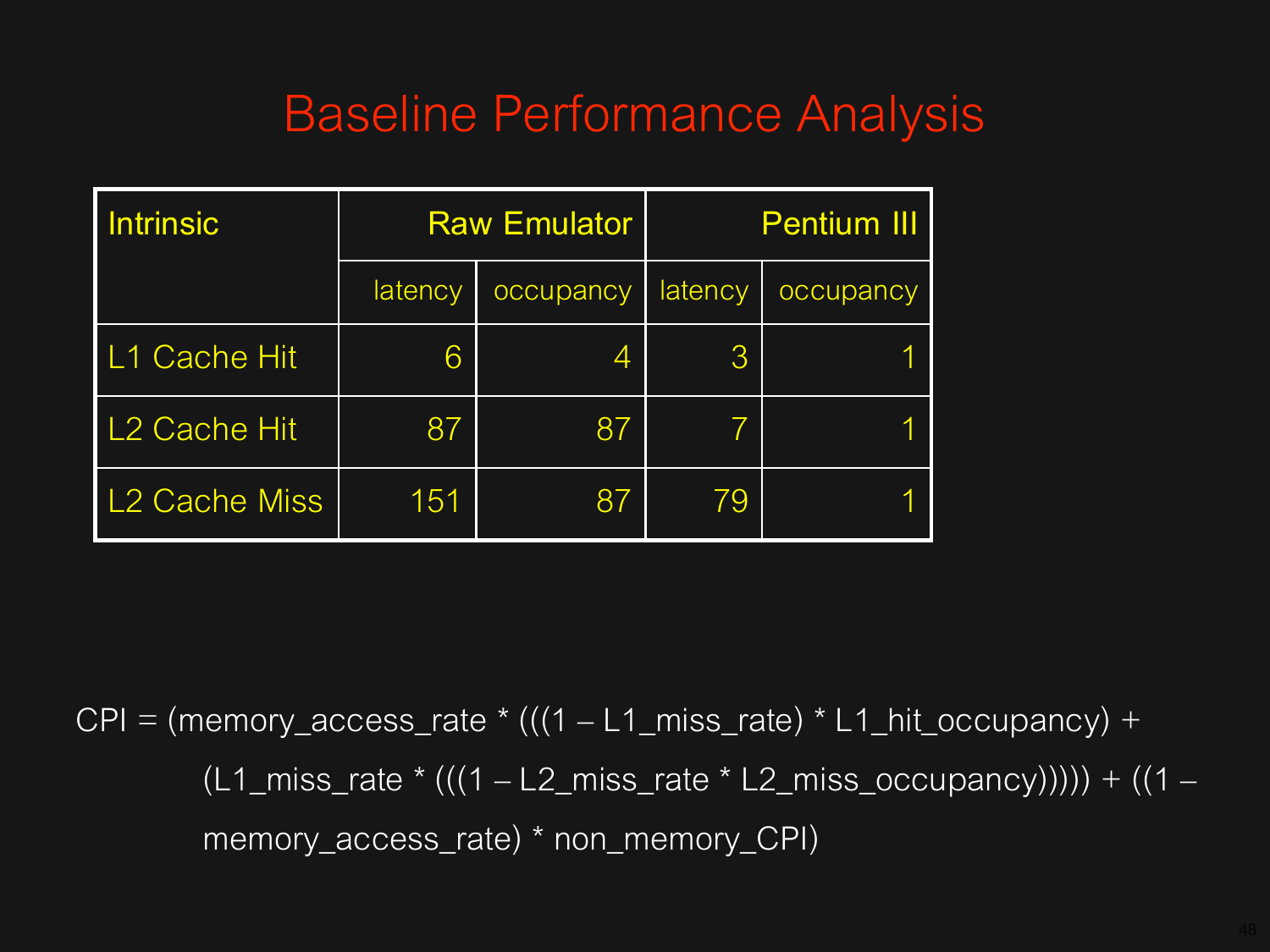# Baseline Performance Analysis

| Intrinsic | Raw Emulator | | Pentium III | |
|---|---|---|---|---|
| | latency | occupancy | latency | occupancy |
| L1 Cache Hit | 6 | 4 | 3 | 1 |
| L2 Cache Hit | 87 | 87 | 7 | 1 |
| L2 Cache Miss | 151 | 87 | 79 | 1 |

CPI = (memory_access_rate * (((1 – L1_miss_rate) * L1_hit_occupancy) + (L1_miss_rate * (((1 – L2_miss_rate * L2_miss_occupancy))))) + ((1 – memory_access_rate) * non_memory_CPI)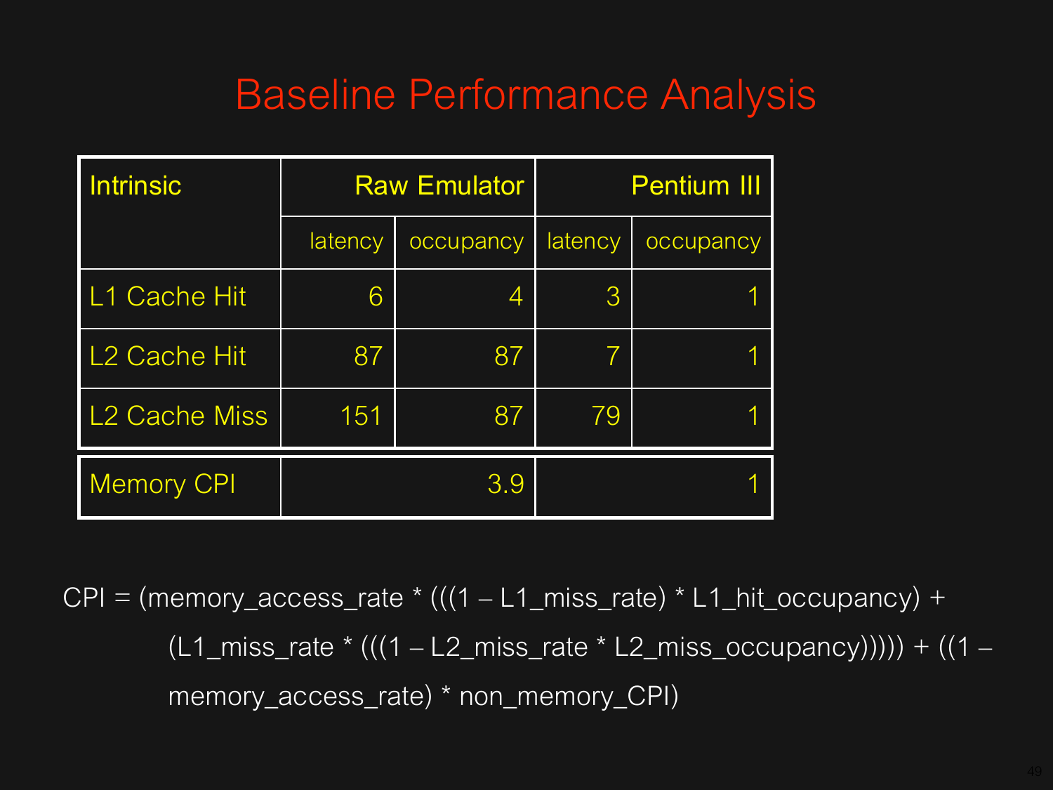# Baseline Performance Analysis

| Intrinsic | Raw Emulator | | Pentium III | |
|---|---|---|---|---|
| | latency | occupancy | latency | occupancy |
| L1 Cache Hit | 6 | 4 | 3 | 1 |
| L2 Cache Hit | 87 | 87 | 7 | 1 |
| L2 Cache Miss | 151 | 87 | 79 | 1 |
| Memory CPI | 3.9 | | 1 | |

CPI = (memory_access_rate * (((1 – L1_miss_rate) * L1_hit_occupancy) + (L1_miss_rate * (((1 – L2_miss_rate * L2_miss_occupancy))))) + ((1 – memory_access_rate) * non_memory_CPI)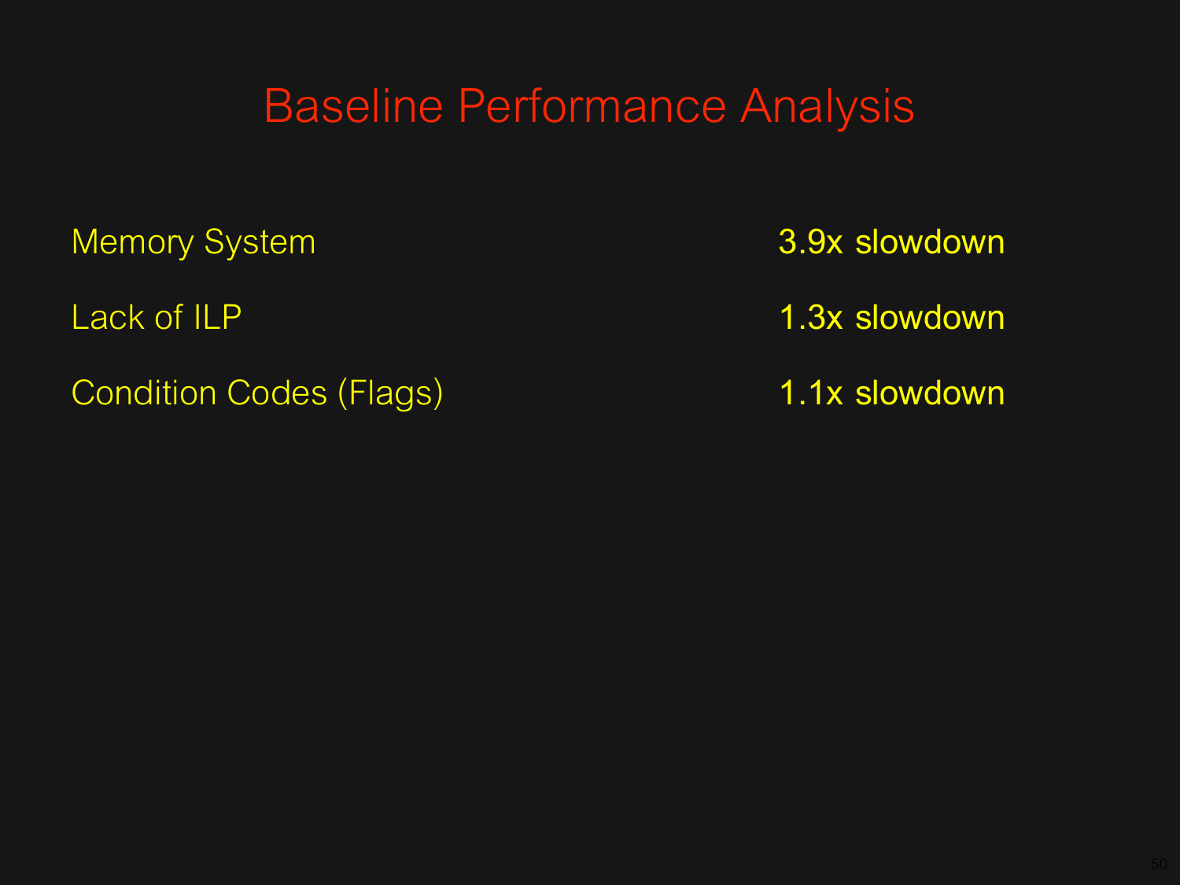# Baseline Performance Analysis

| | |
|---|---|
| Memory System | 3.9x slowdown |
| Lack of ILP | 1.3x slowdown |
| Condition Codes (Flags) | 1.1x slowdown |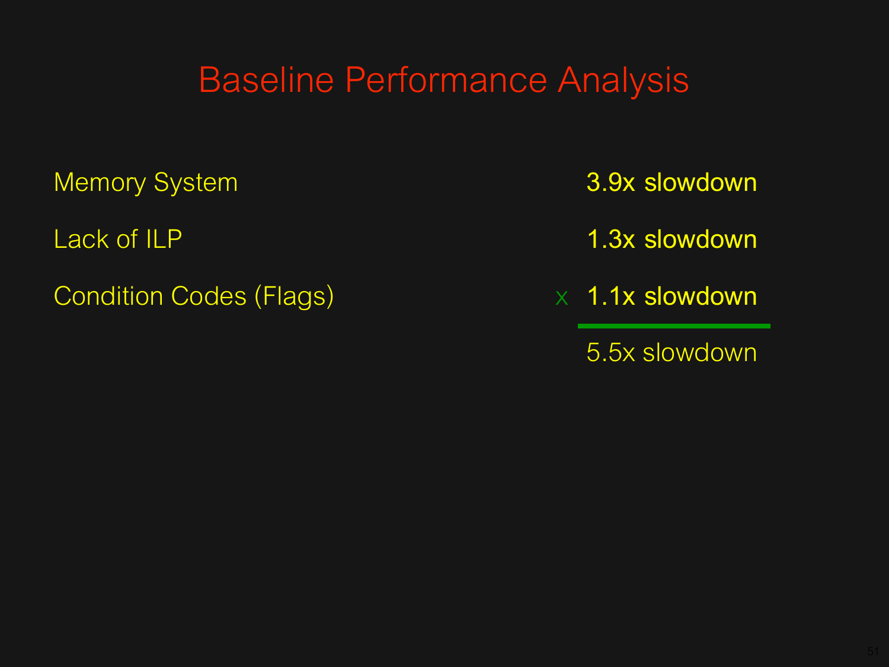# Baseline Performance Analysis

| | |
|---|---|
| Memory System | 3.9x slowdown |
| Lack of ILP | 1.3x slowdown |
| Condition Codes (Flags) | x 1.1x slowdown |
| | 5.5x slowdown |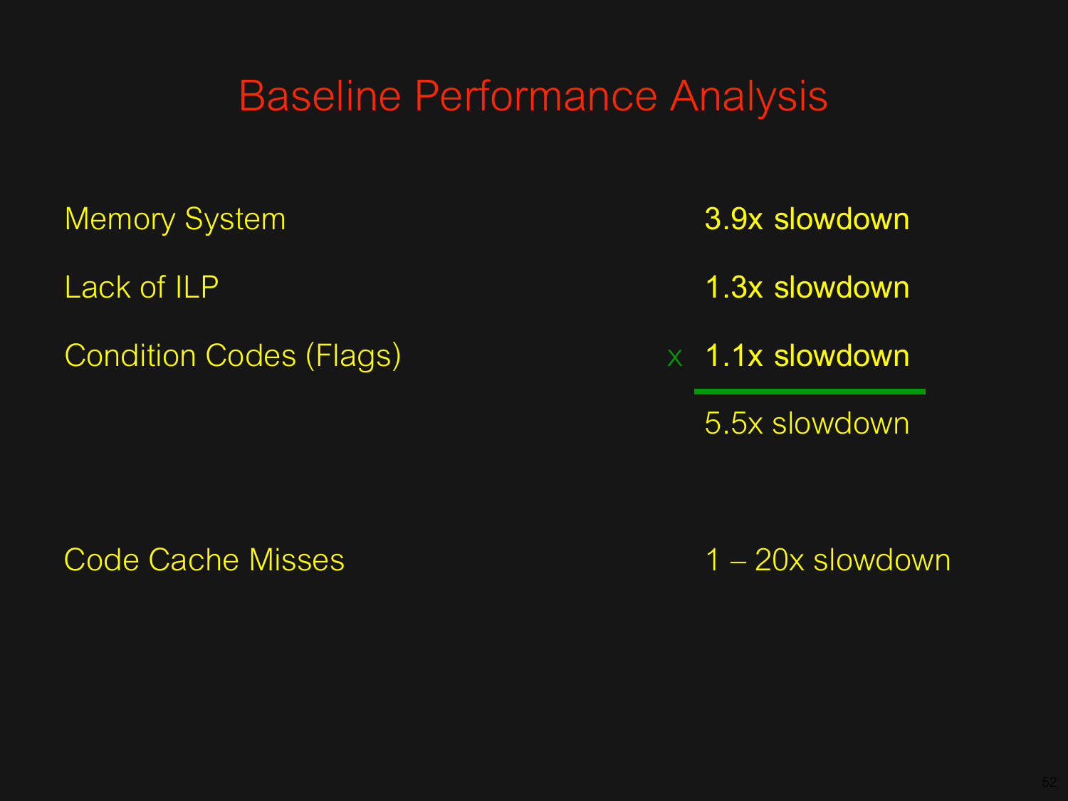# Baseline Performance Analysis

| | | |
|---|---|---|
| Memory System | | 3.9x slowdown |
| Lack of ILP | | 1.3x slowdown |
| Condition Codes (Flags) | x | 1.1x slowdown |
| | | 5.5x slowdown |

| | |
|---|---|
| Code Cache Misses | 1 – 20x slowdown |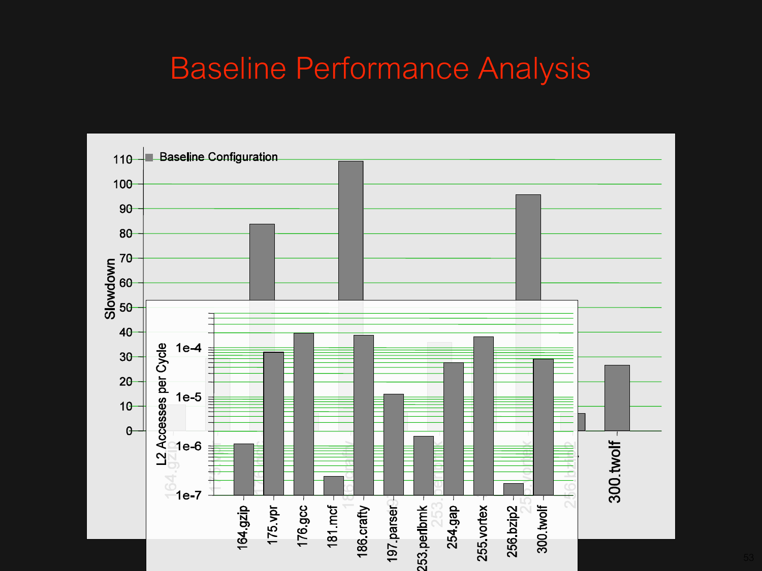# Baseline Performance Analysis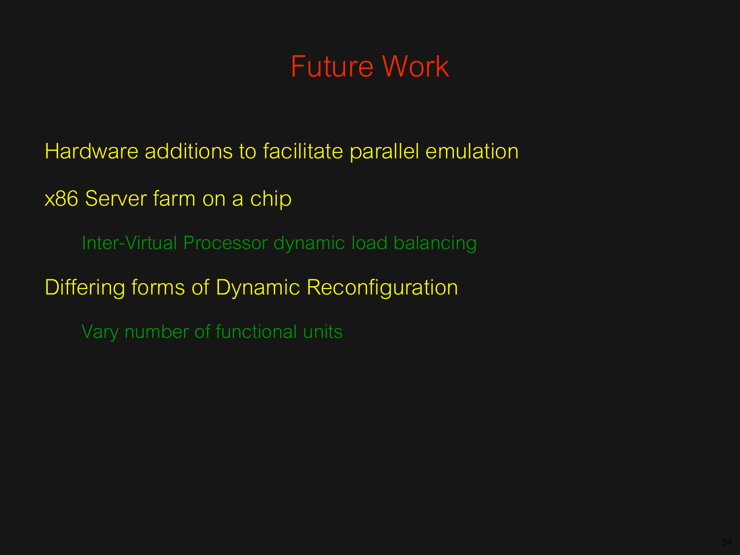# Future Work

- Hardware additions to facilitate parallel emulation
- x86 Server farm on a chip
  - Inter-Virtual Processor dynamic load balancing
- Differing forms of Dynamic Reconfiguration
  - Vary number of functional units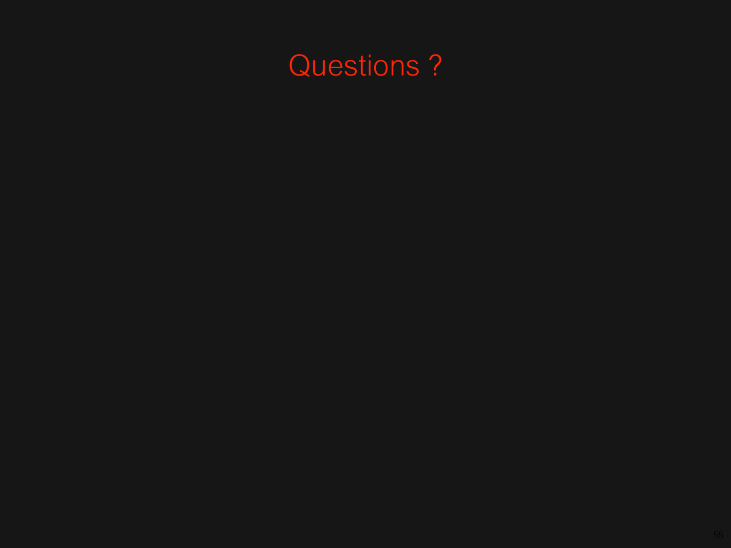# Questions ?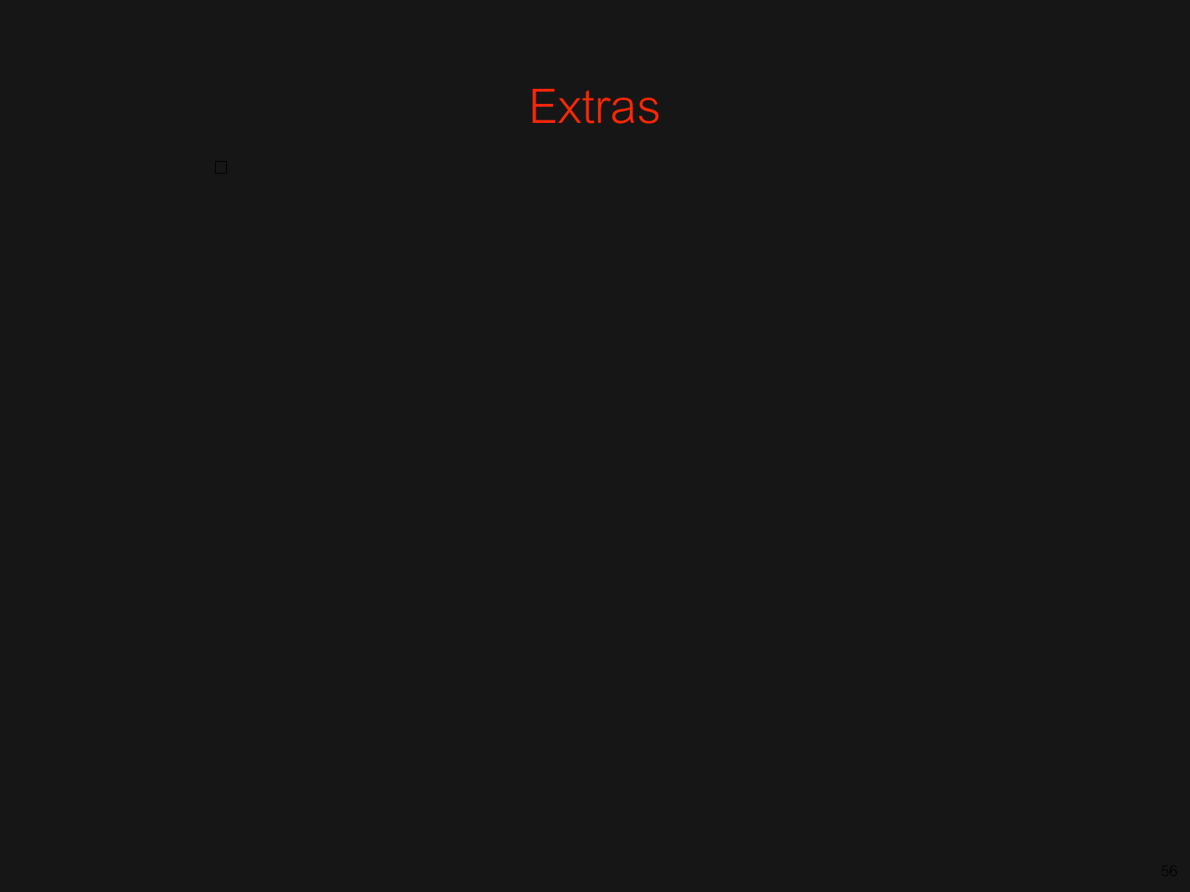# Extras